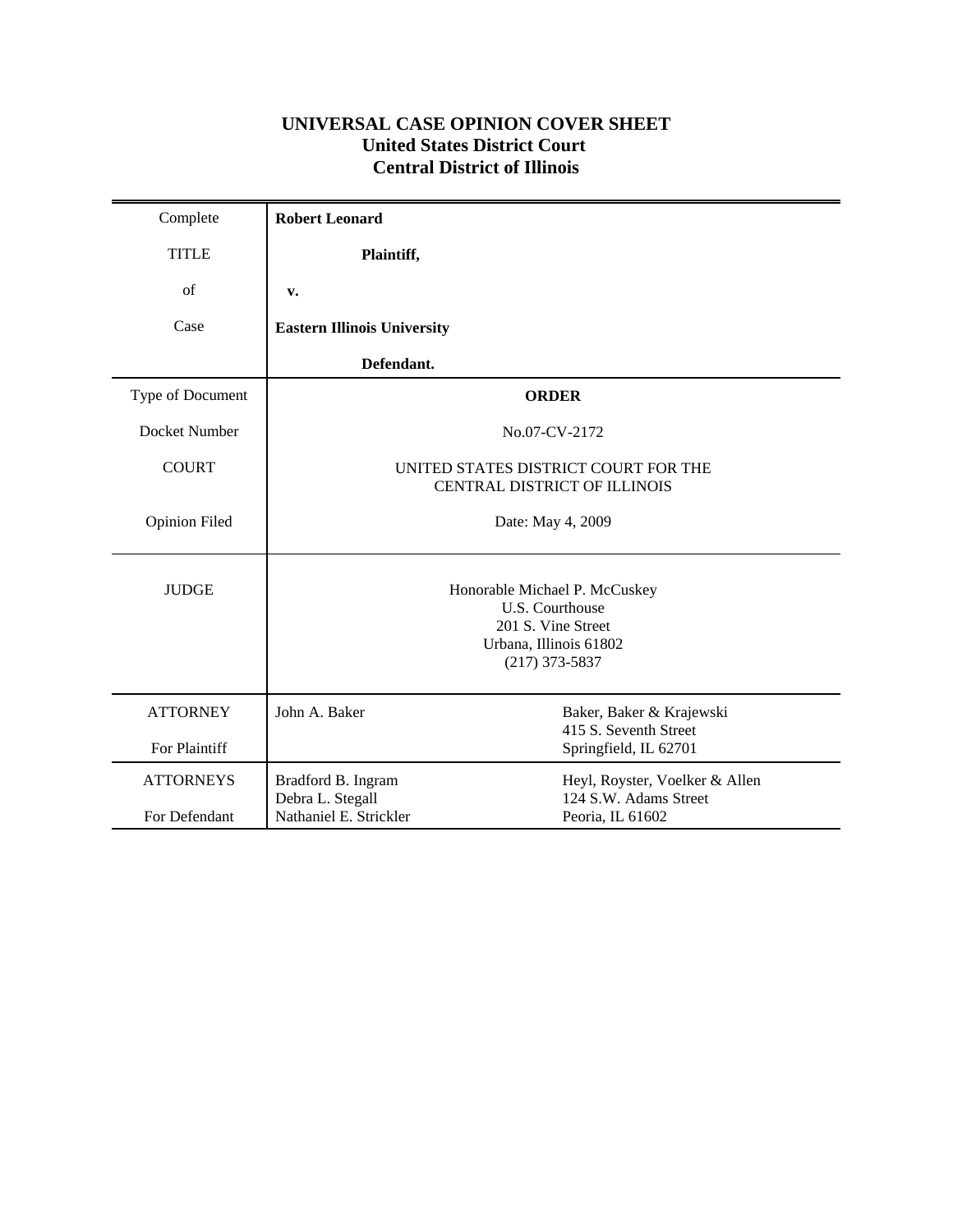# UNIVERSAL CASE OPINION COVER SHEET
## United States District Court
## Central District of Illinois

| | | |
|---|---|---|
| Complete TITLE of Case | **Robert Leonard** **Plaintiff,** **v.** **Eastern Illinois University** **Defendant.** | |
| Type of Document | **ORDER** | |
| Docket Number | No.07-CV-2172 | |
| COURT | UNITED STATES DISTRICT COURT FOR THE CENTRAL DISTRICT OF ILLINOIS | |
| Opinion Filed | Date: May 4, 2009 | |
| JUDGE | Honorable Michael P. McCuskey U.S. Courthouse 201 S. Vine Street Urbana, Illinois 61802 (217) 373-5837 | |
| ATTORNEY For Plaintiff | John A. Baker | Baker, Baker & Krajewski 415 S. Seventh Street Springfield, IL 62701 |
| ATTORNEYS For Defendant | Bradford B. Ingram Debra L. Stegall Nathaniel E. Strickler | Heyl, Royster, Voelker & Allen 124 S.W. Adams Street Peoria, IL 61602 |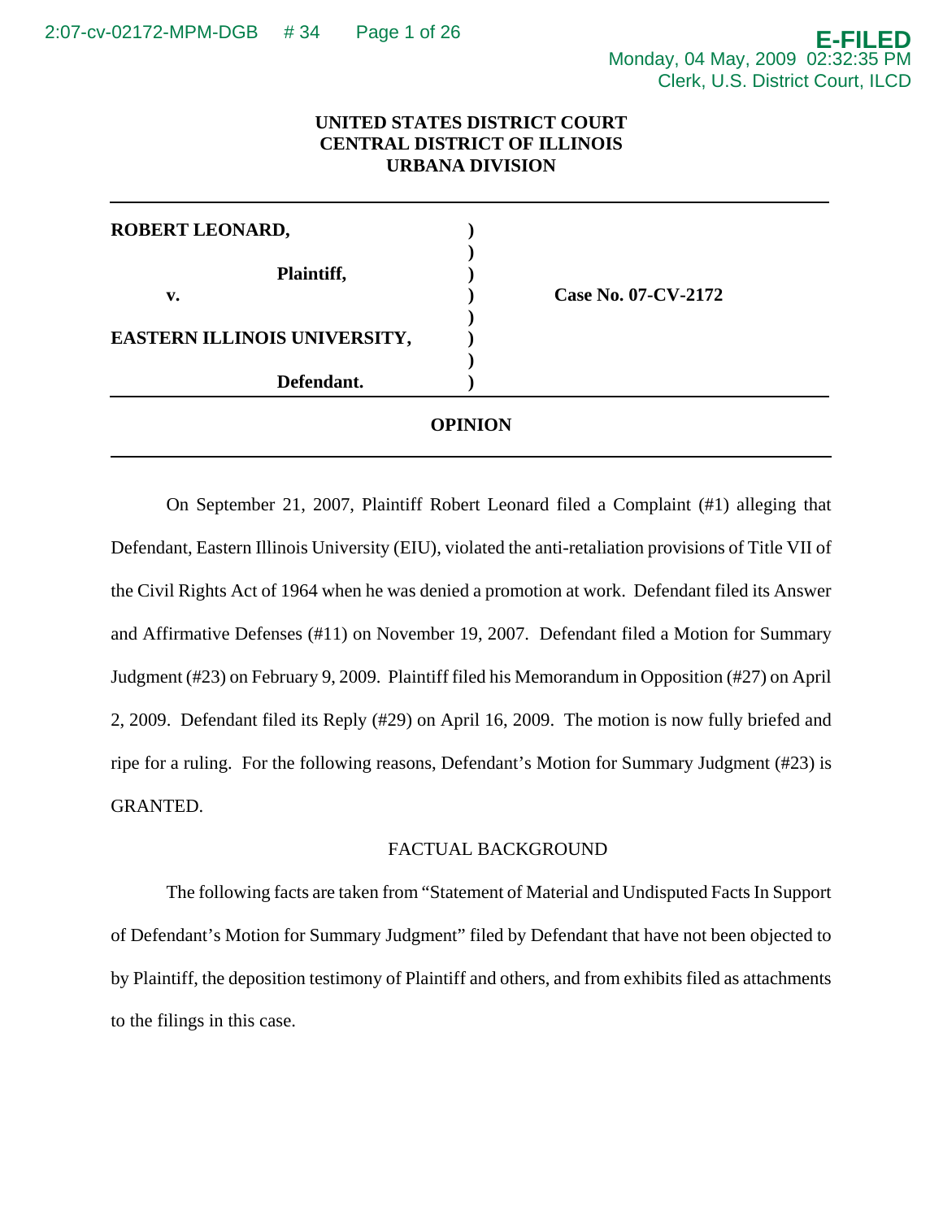UNITED STATES DISTRICT COURT
CENTRAL DISTRICT OF ILLINOIS
URBANA DIVISION

| | | |
|---|---|---|
| **ROBERT LEONARD,** | ) | |
| | ) | |
| **Plaintiff,** | ) | |
| **v.** | ) | **Case No. 07-CV-2172** |
| | ) | |
| **EASTERN ILLINOIS UNIVERSITY,** | ) | |
| | ) | |
| **Defendant.** | ) | |

**OPINION**

On September 21, 2007, Plaintiff Robert Leonard filed a Complaint (#1) alleging that Defendant, Eastern Illinois University (EIU), violated the anti-retaliation provisions of Title VII of the Civil Rights Act of 1964 when he was denied a promotion at work. Defendant filed its Answer and Affirmative Defenses (#11) on November 19, 2007. Defendant filed a Motion for Summary Judgment (#23) on February 9, 2009. Plaintiff filed his Memorandum in Opposition (#27) on April 2, 2009. Defendant filed its Reply (#29) on April 16, 2009. The motion is now fully briefed and ripe for a ruling. For the following reasons, Defendant's Motion for Summary Judgment (#23) is GRANTED.

FACTUAL BACKGROUND

The following facts are taken from "Statement of Material and Undisputed Facts In Support of Defendant's Motion for Summary Judgment" filed by Defendant that have not been objected to by Plaintiff, the deposition testimony of Plaintiff and others, and from exhibits filed as attachments to the filings in this case.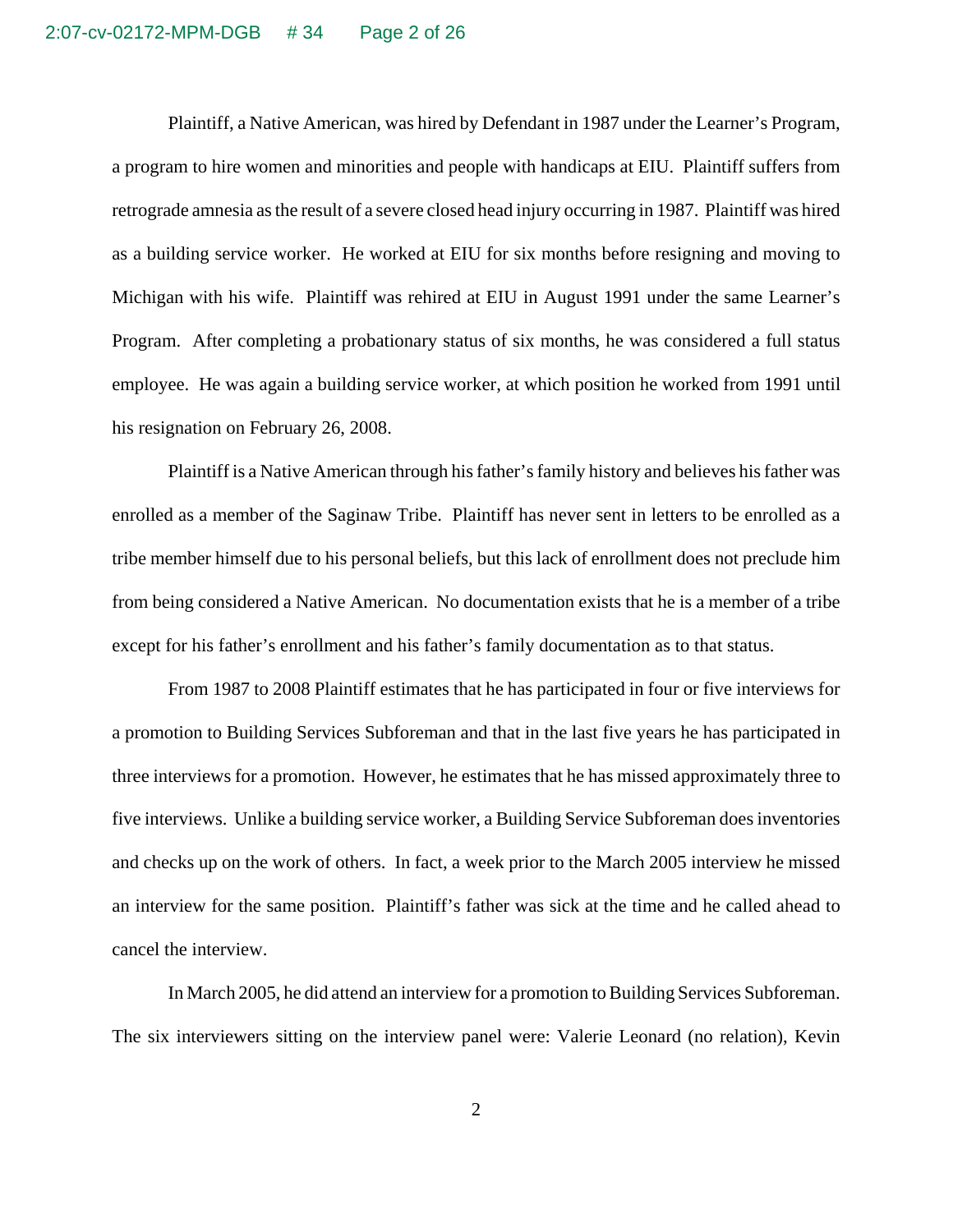Plaintiff, a Native American, was hired by Defendant in 1987 under the Learner's Program, a program to hire women and minorities and people with handicaps at EIU. Plaintiff suffers from retrograde amnesia as the result of a severe closed head injury occurring in 1987. Plaintiff was hired as a building service worker. He worked at EIU for six months before resigning and moving to Michigan with his wife. Plaintiff was rehired at EIU in August 1991 under the same Learner's Program. After completing a probationary status of six months, he was considered a full status employee. He was again a building service worker, at which position he worked from 1991 until his resignation on February 26, 2008.

Plaintiff is a Native American through his father's family history and believes his father was enrolled as a member of the Saginaw Tribe. Plaintiff has never sent in letters to be enrolled as a tribe member himself due to his personal beliefs, but this lack of enrollment does not preclude him from being considered a Native American. No documentation exists that he is a member of a tribe except for his father's enrollment and his father's family documentation as to that status.

From 1987 to 2008 Plaintiff estimates that he has participated in four or five interviews for a promotion to Building Services Subforeman and that in the last five years he has participated in three interviews for a promotion. However, he estimates that he has missed approximately three to five interviews. Unlike a building service worker, a Building Service Subforeman does inventories and checks up on the work of others. In fact, a week prior to the March 2005 interview he missed an interview for the same position. Plaintiff's father was sick at the time and he called ahead to cancel the interview.

In March 2005, he did attend an interview for a promotion to Building Services Subforeman. The six interviewers sitting on the interview panel were: Valerie Leonard (no relation), Kevin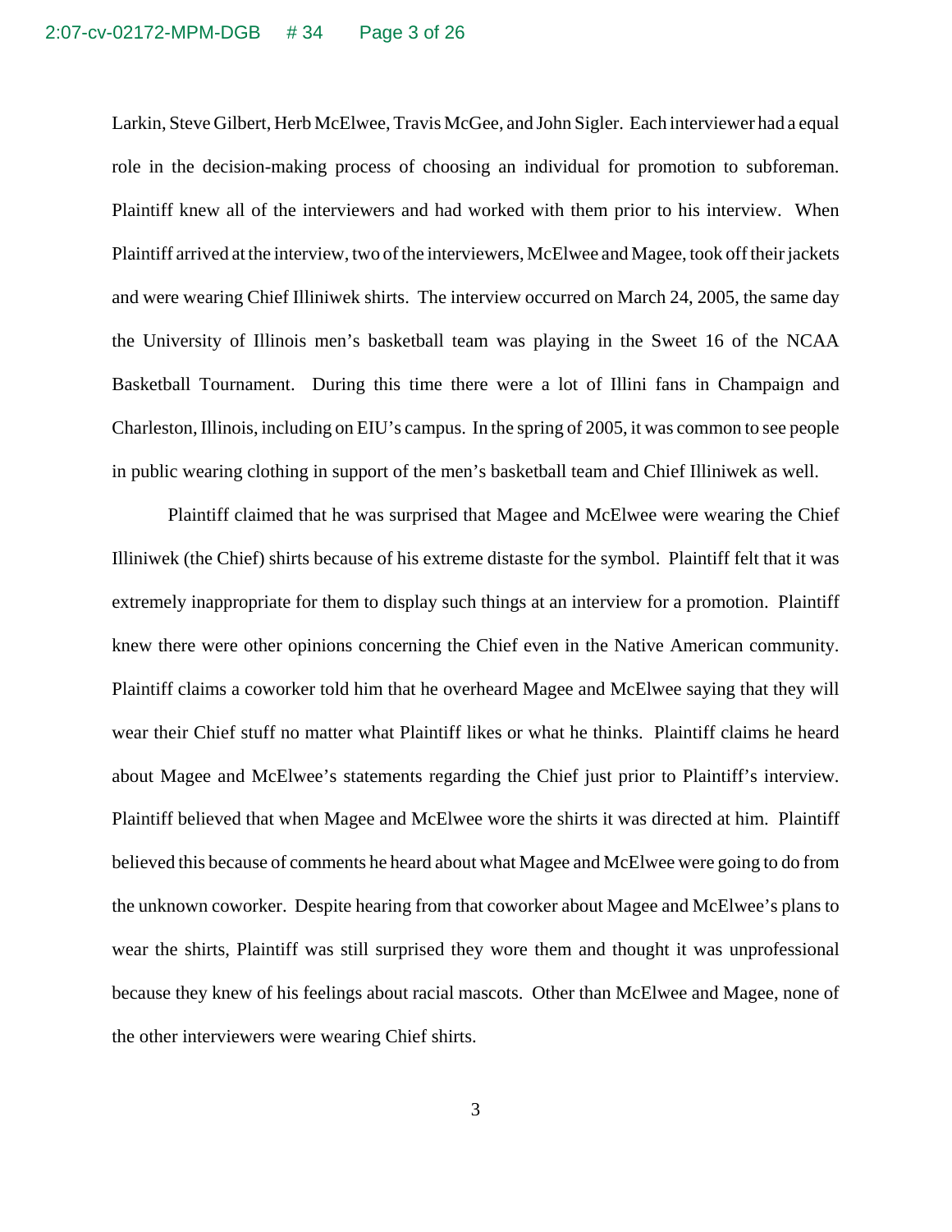Larkin, Steve Gilbert, Herb McElwee, Travis McGee, and John Sigler. Each interviewer had a equal role in the decision-making process of choosing an individual for promotion to subforeman. Plaintiff knew all of the interviewers and had worked with them prior to his interview. When Plaintiff arrived at the interview, two of the interviewers, McElwee and Magee, took off their jackets and were wearing Chief Illiniwek shirts. The interview occurred on March 24, 2005, the same day the University of Illinois men's basketball team was playing in the Sweet 16 of the NCAA Basketball Tournament. During this time there were a lot of Illini fans in Champaign and Charleston, Illinois, including on EIU's campus. In the spring of 2005, it was common to see people in public wearing clothing in support of the men's basketball team and Chief Illiniwek as well.

Plaintiff claimed that he was surprised that Magee and McElwee were wearing the Chief Illiniwek (the Chief) shirts because of his extreme distaste for the symbol. Plaintiff felt that it was extremely inappropriate for them to display such things at an interview for a promotion. Plaintiff knew there were other opinions concerning the Chief even in the Native American community. Plaintiff claims a coworker told him that he overheard Magee and McElwee saying that they will wear their Chief stuff no matter what Plaintiff likes or what he thinks. Plaintiff claims he heard about Magee and McElwee's statements regarding the Chief just prior to Plaintiff's interview. Plaintiff believed that when Magee and McElwee wore the shirts it was directed at him. Plaintiff believed this because of comments he heard about what Magee and McElwee were going to do from the unknown coworker. Despite hearing from that coworker about Magee and McElwee's plans to wear the shirts, Plaintiff was still surprised they wore them and thought it was unprofessional because they knew of his feelings about racial mascots. Other than McElwee and Magee, none of the other interviewers were wearing Chief shirts.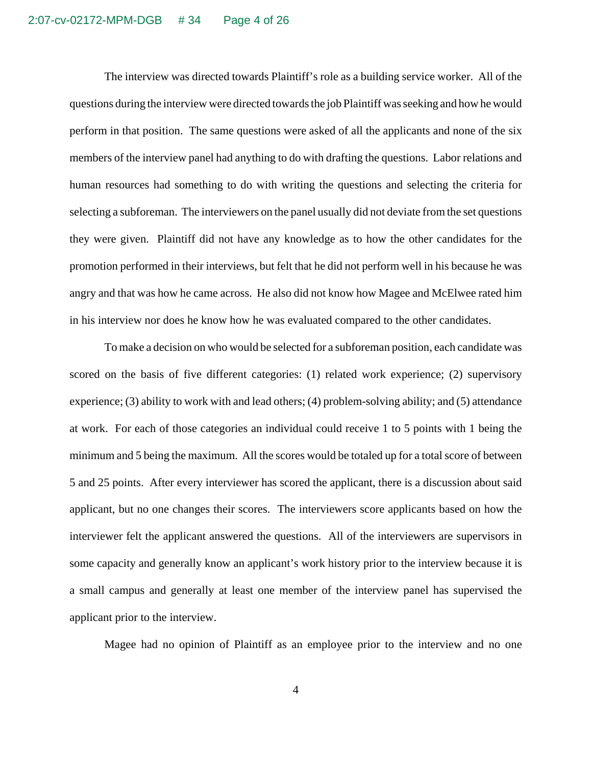The interview was directed towards Plaintiff's role as a building service worker. All of the questions during the interview were directed towards the job Plaintiff was seeking and how he would perform in that position. The same questions were asked of all the applicants and none of the six members of the interview panel had anything to do with drafting the questions. Labor relations and human resources had something to do with writing the questions and selecting the criteria for selecting a subforeman. The interviewers on the panel usually did not deviate from the set questions they were given. Plaintiff did not have any knowledge as to how the other candidates for the promotion performed in their interviews, but felt that he did not perform well in his because he was angry and that was how he came across. He also did not know how Magee and McElwee rated him in his interview nor does he know how he was evaluated compared to the other candidates.

To make a decision on who would be selected for a subforeman position, each candidate was scored on the basis of five different categories: (1) related work experience; (2) supervisory experience; (3) ability to work with and lead others; (4) problem-solving ability; and (5) attendance at work. For each of those categories an individual could receive 1 to 5 points with 1 being the minimum and 5 being the maximum. All the scores would be totaled up for a total score of between 5 and 25 points. After every interviewer has scored the applicant, there is a discussion about said applicant, but no one changes their scores. The interviewers score applicants based on how the interviewer felt the applicant answered the questions. All of the interviewers are supervisors in some capacity and generally know an applicant's work history prior to the interview because it is a small campus and generally at least one member of the interview panel has supervised the applicant prior to the interview.

Magee had no opinion of Plaintiff as an employee prior to the interview and no one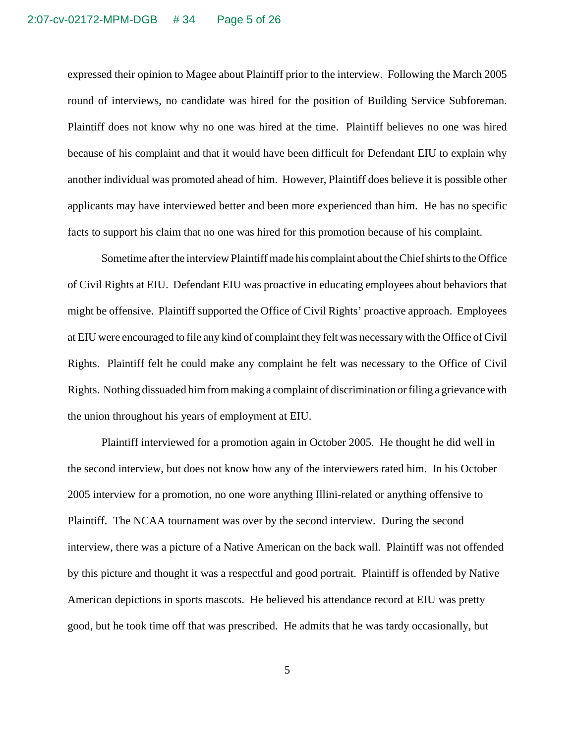expressed their opinion to Magee about Plaintiff prior to the interview. Following the March 2005 round of interviews, no candidate was hired for the position of Building Service Subforeman. Plaintiff does not know why no one was hired at the time. Plaintiff believes no one was hired because of his complaint and that it would have been difficult for Defendant EIU to explain why another individual was promoted ahead of him. However, Plaintiff does believe it is possible other applicants may have interviewed better and been more experienced than him. He has no specific facts to support his claim that no one was hired for this promotion because of his complaint.

Sometime after the interview Plaintiff made his complaint about the Chief shirts to the Office of Civil Rights at EIU. Defendant EIU was proactive in educating employees about behaviors that might be offensive. Plaintiff supported the Office of Civil Rights' proactive approach. Employees at EIU were encouraged to file any kind of complaint they felt was necessary with the Office of Civil Rights. Plaintiff felt he could make any complaint he felt was necessary to the Office of Civil Rights. Nothing dissuaded him from making a complaint of discrimination or filing a grievance with the union throughout his years of employment at EIU.

Plaintiff interviewed for a promotion again in October 2005. He thought he did well in the second interview, but does not know how any of the interviewers rated him. In his October 2005 interview for a promotion, no one wore anything Illini-related or anything offensive to Plaintiff. The NCAA tournament was over by the second interview. During the second interview, there was a picture of a Native American on the back wall. Plaintiff was not offended by this picture and thought it was a respectful and good portrait. Plaintiff is offended by Native American depictions in sports mascots. He believed his attendance record at EIU was pretty good, but he took time off that was prescribed. He admits that he was tardy occasionally, but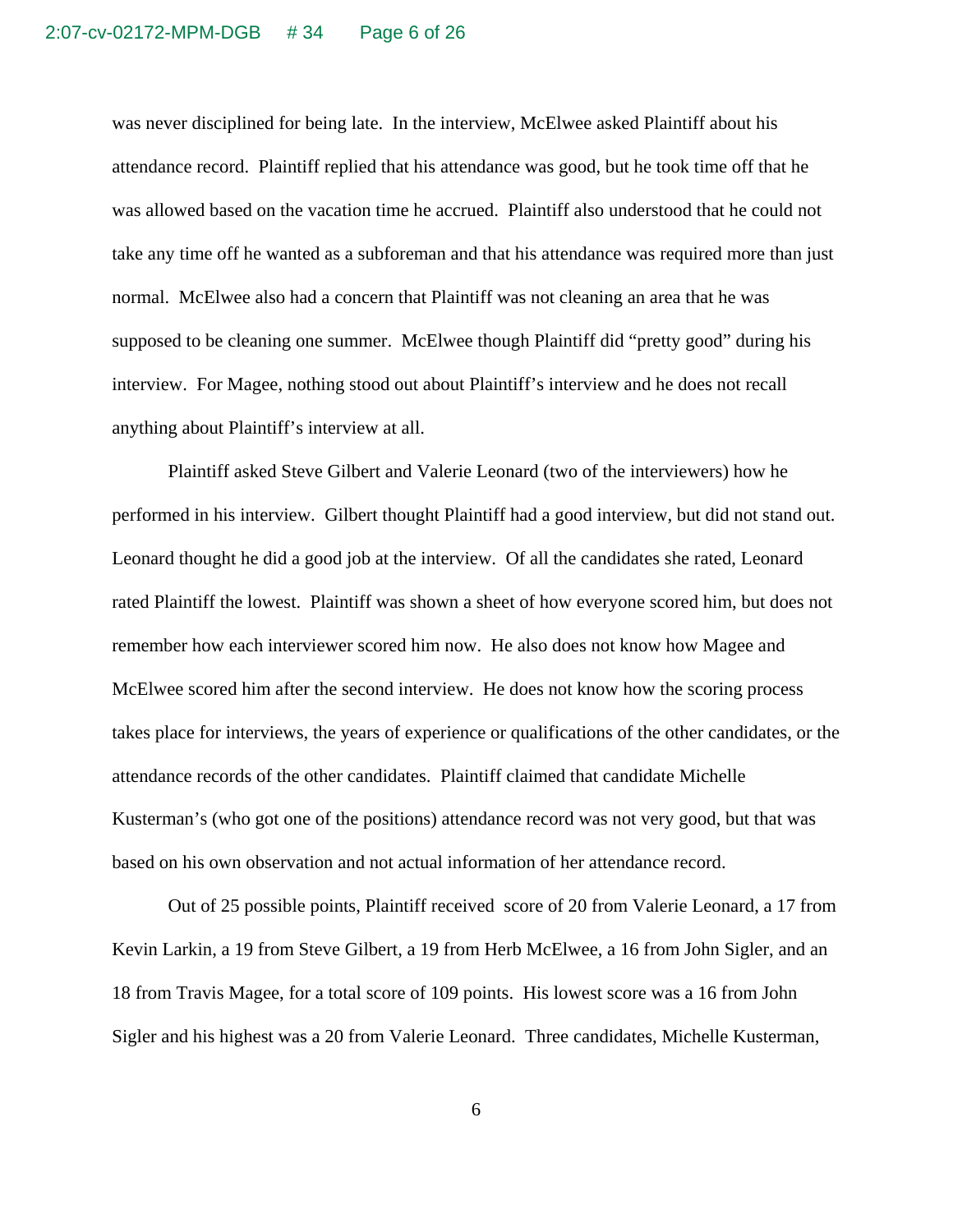was never disciplined for being late. In the interview, McElwee asked Plaintiff about his attendance record. Plaintiff replied that his attendance was good, but he took time off that he was allowed based on the vacation time he accrued. Plaintiff also understood that he could not take any time off he wanted as a subforeman and that his attendance was required more than just normal. McElwee also had a concern that Plaintiff was not cleaning an area that he was supposed to be cleaning one summer. McElwee though Plaintiff did "pretty good" during his interview. For Magee, nothing stood out about Plaintiff's interview and he does not recall anything about Plaintiff's interview at all.

Plaintiff asked Steve Gilbert and Valerie Leonard (two of the interviewers) how he performed in his interview. Gilbert thought Plaintiff had a good interview, but did not stand out. Leonard thought he did a good job at the interview. Of all the candidates she rated, Leonard rated Plaintiff the lowest. Plaintiff was shown a sheet of how everyone scored him, but does not remember how each interviewer scored him now. He also does not know how Magee and McElwee scored him after the second interview. He does not know how the scoring process takes place for interviews, the years of experience or qualifications of the other candidates, or the attendance records of the other candidates. Plaintiff claimed that candidate Michelle Kusterman's (who got one of the positions) attendance record was not very good, but that was based on his own observation and not actual information of her attendance record.

Out of 25 possible points, Plaintiff received score of 20 from Valerie Leonard, a 17 from Kevin Larkin, a 19 from Steve Gilbert, a 19 from Herb McElwee, a 16 from John Sigler, and an 18 from Travis Magee, for a total score of 109 points. His lowest score was a 16 from John Sigler and his highest was a 20 from Valerie Leonard. Three candidates, Michelle Kusterman,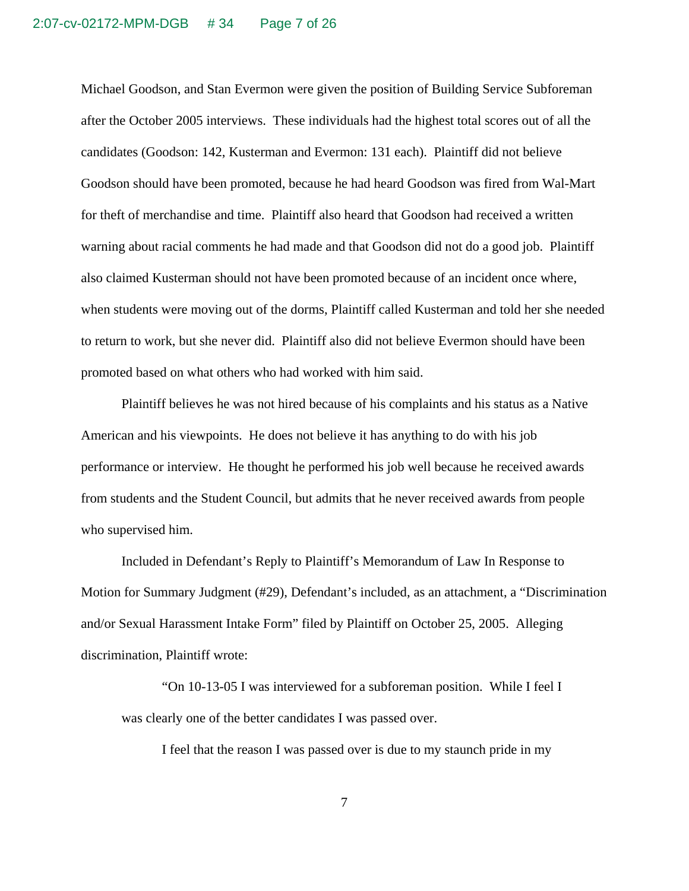Michael Goodson, and Stan Evermon were given the position of Building Service Subforeman after the October 2005 interviews. These individuals had the highest total scores out of all the candidates (Goodson: 142, Kusterman and Evermon: 131 each). Plaintiff did not believe Goodson should have been promoted, because he had heard Goodson was fired from Wal-Mart for theft of merchandise and time. Plaintiff also heard that Goodson had received a written warning about racial comments he had made and that Goodson did not do a good job. Plaintiff also claimed Kusterman should not have been promoted because of an incident once where, when students were moving out of the dorms, Plaintiff called Kusterman and told her she needed to return to work, but she never did. Plaintiff also did not believe Evermon should have been promoted based on what others who had worked with him said.

Plaintiff believes he was not hired because of his complaints and his status as a Native American and his viewpoints. He does not believe it has anything to do with his job performance or interview. He thought he performed his job well because he received awards from students and the Student Council, but admits that he never received awards from people who supervised him.

Included in Defendant's Reply to Plaintiff's Memorandum of Law In Response to Motion for Summary Judgment (#29), Defendant's included, as an attachment, a "Discrimination and/or Sexual Harassment Intake Form" filed by Plaintiff on October 25, 2005. Alleging discrimination, Plaintiff wrote:

> "On 10-13-05 I was interviewed for a subforeman position. While I feel I was clearly one of the better candidates I was passed over.
>
> I feel that the reason I was passed over is due to my staunch pride in my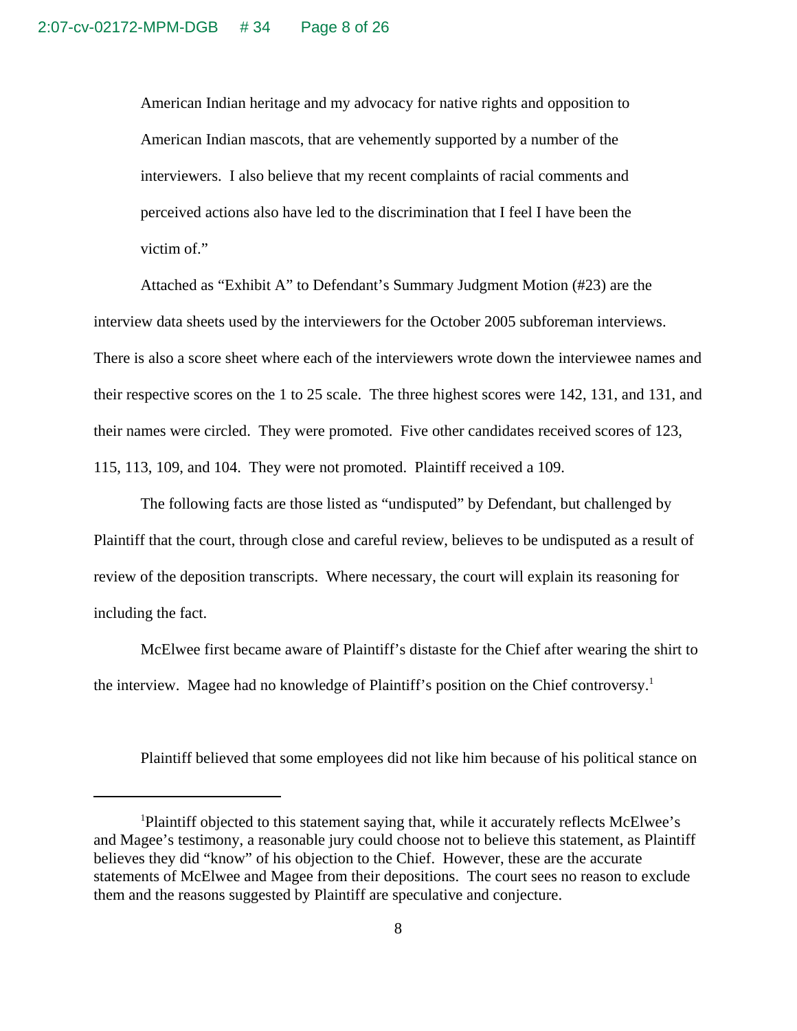American Indian heritage and my advocacy for native rights and opposition to American Indian mascots, that are vehemently supported by a number of the interviewers. I also believe that my recent complaints of racial comments and perceived actions also have led to the discrimination that I feel I have been the victim of."

Attached as "Exhibit A" to Defendant's Summary Judgment Motion (#23) are the interview data sheets used by the interviewers for the October 2005 subforeman interviews. There is also a score sheet where each of the interviewers wrote down the interviewee names and their respective scores on the 1 to 25 scale. The three highest scores were 142, 131, and 131, and their names were circled. They were promoted. Five other candidates received scores of 123, 115, 113, 109, and 104. They were not promoted. Plaintiff received a 109.

The following facts are those listed as "undisputed" by Defendant, but challenged by Plaintiff that the court, through close and careful review, believes to be undisputed as a result of review of the deposition transcripts. Where necessary, the court will explain its reasoning for including the fact.

McElwee first became aware of Plaintiff's distaste for the Chief after wearing the shirt to the interview. Magee had no knowledge of Plaintiff's position on the Chief controversy.[1]

Plaintiff believed that some employees did not like him because of his political stance on

---

[1]Plaintiff objected to this statement saying that, while it accurately reflects McElwee's and Magee's testimony, a reasonable jury could choose not to believe this statement, as Plaintiff believes they did "know" of his objection to the Chief. However, these are the accurate statements of McElwee and Magee from their depositions. The court sees no reason to exclude them and the reasons suggested by Plaintiff are speculative and conjecture.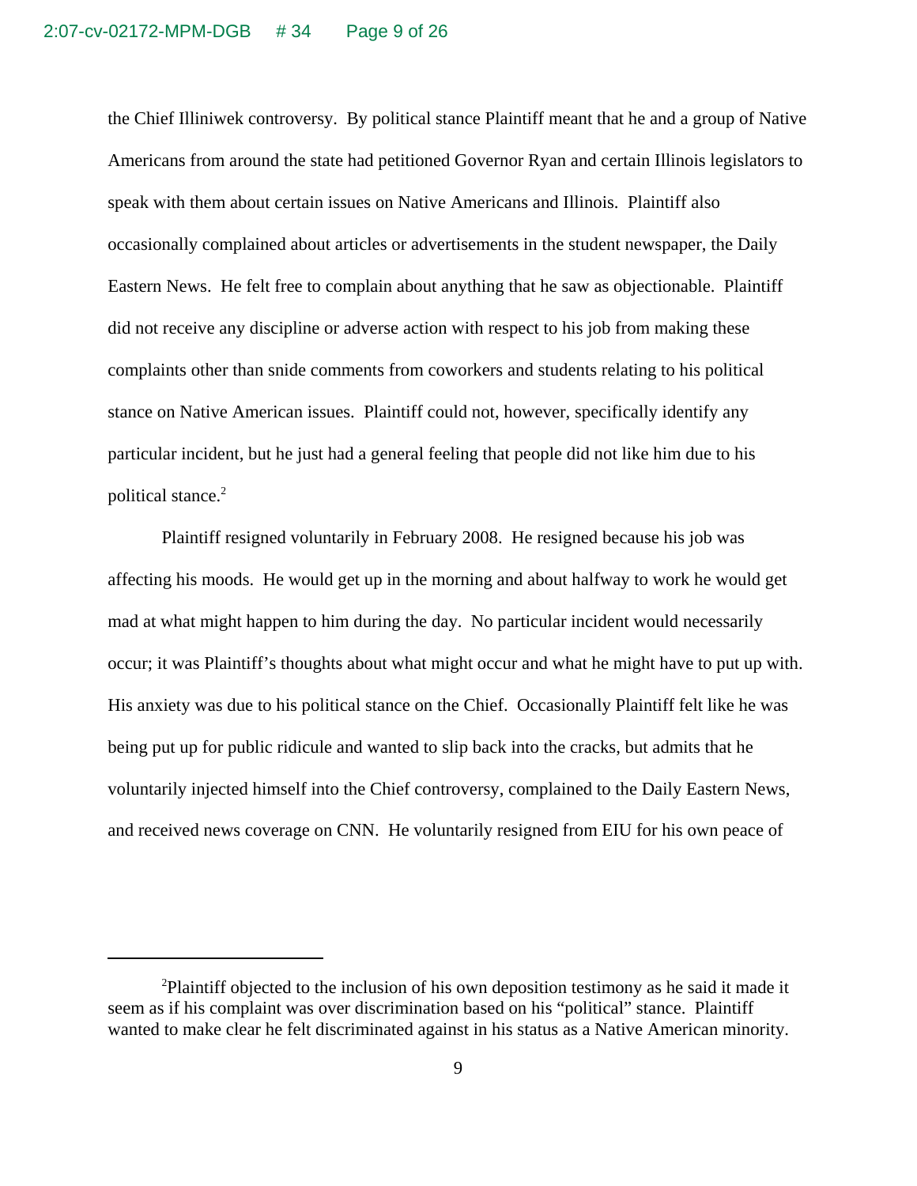the Chief Illiniwek controversy. By political stance Plaintiff meant that he and a group of Native Americans from around the state had petitioned Governor Ryan and certain Illinois legislators to speak with them about certain issues on Native Americans and Illinois. Plaintiff also occasionally complained about articles or advertisements in the student newspaper, the Daily Eastern News. He felt free to complain about anything that he saw as objectionable. Plaintiff did not receive any discipline or adverse action with respect to his job from making these complaints other than snide comments from coworkers and students relating to his political stance on Native American issues. Plaintiff could not, however, specifically identify any particular incident, but he just had a general feeling that people did not like him due to his political stance.[2]

Plaintiff resigned voluntarily in February 2008. He resigned because his job was affecting his moods. He would get up in the morning and about halfway to work he would get mad at what might happen to him during the day. No particular incident would necessarily occur; it was Plaintiff's thoughts about what might occur and what he might have to put up with. His anxiety was due to his political stance on the Chief. Occasionally Plaintiff felt like he was being put up for public ridicule and wanted to slip back into the cracks, but admits that he voluntarily injected himself into the Chief controversy, complained to the Daily Eastern News, and received news coverage on CNN. He voluntarily resigned from EIU for his own peace of

---

[2] Plaintiff objected to the inclusion of his own deposition testimony as he said it made it seem as if his complaint was over discrimination based on his "political" stance. Plaintiff wanted to make clear he felt discriminated against in his status as a Native American minority.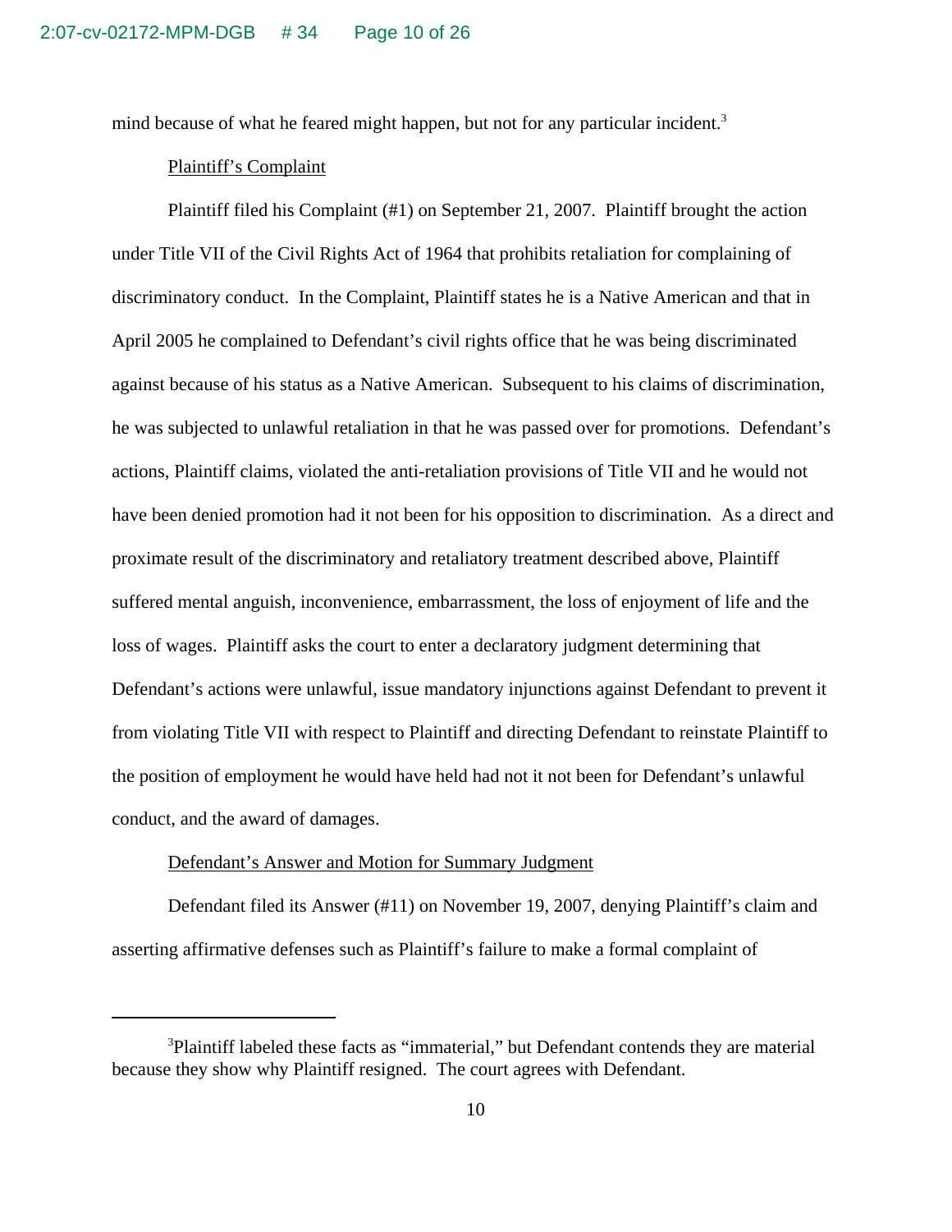mind because of what he feared might happen, but not for any particular incident.[3]

Plaintiff's Complaint

Plaintiff filed his Complaint (#1) on September 21, 2007. Plaintiff brought the action under Title VII of the Civil Rights Act of 1964 that prohibits retaliation for complaining of discriminatory conduct. In the Complaint, Plaintiff states he is a Native American and that in April 2005 he complained to Defendant's civil rights office that he was being discriminated against because of his status as a Native American. Subsequent to his claims of discrimination, he was subjected to unlawful retaliation in that he was passed over for promotions. Defendant's actions, Plaintiff claims, violated the anti-retaliation provisions of Title VII and he would not have been denied promotion had it not been for his opposition to discrimination. As a direct and proximate result of the discriminatory and retaliatory treatment described above, Plaintiff suffered mental anguish, inconvenience, embarrassment, the loss of enjoyment of life and the loss of wages. Plaintiff asks the court to enter a declaratory judgment determining that Defendant's actions were unlawful, issue mandatory injunctions against Defendant to prevent it from violating Title VII with respect to Plaintiff and directing Defendant to reinstate Plaintiff to the position of employment he would have held had not it not been for Defendant's unlawful conduct, and the award of damages.

Defendant's Answer and Motion for Summary Judgment

Defendant filed its Answer (#11) on November 19, 2007, denying Plaintiff's claim and asserting affirmative defenses such as Plaintiff's failure to make a formal complaint of

---

[3]Plaintiff labeled these facts as "immaterial," but Defendant contends they are material because they show why Plaintiff resigned. The court agrees with Defendant.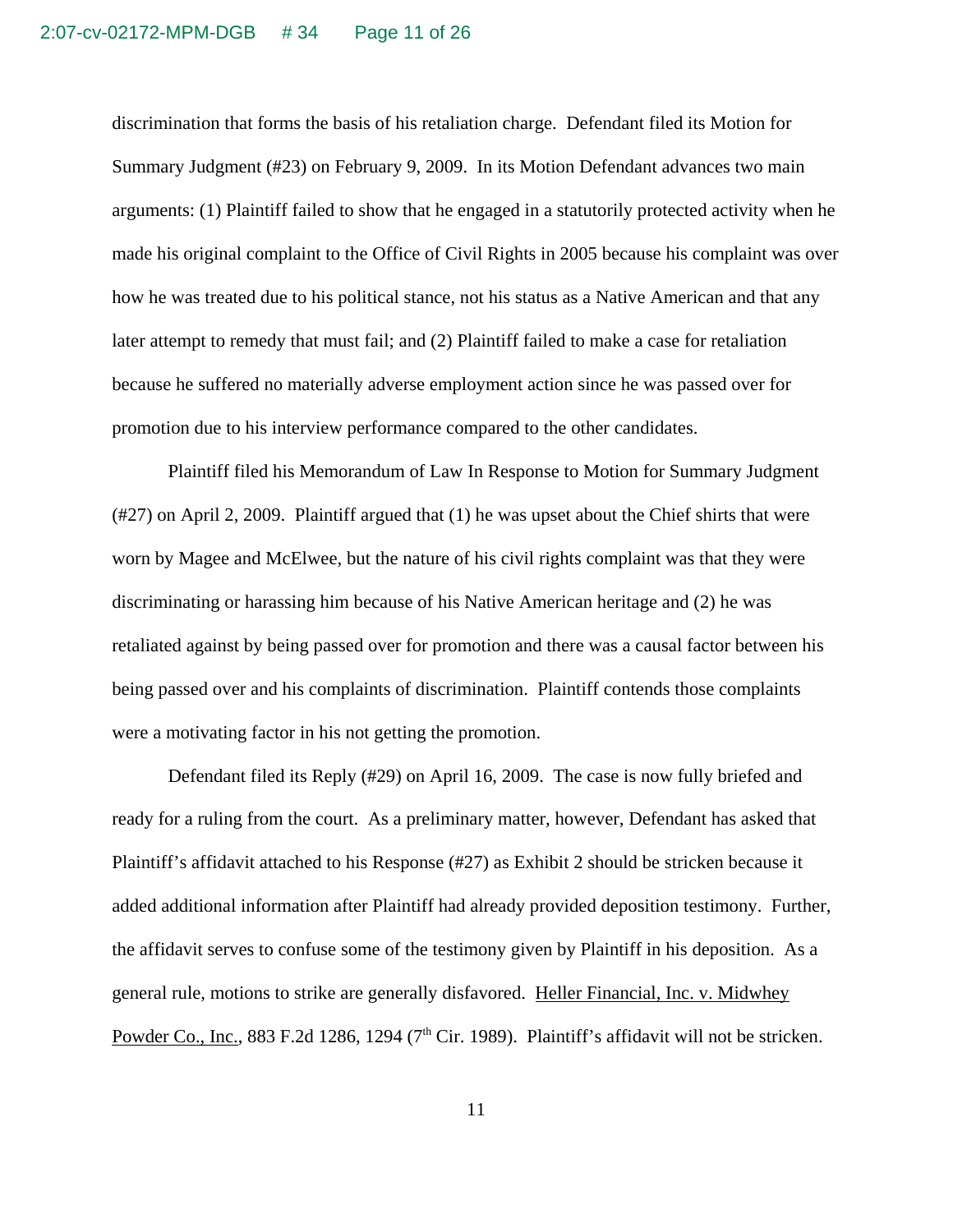discrimination that forms the basis of his retaliation charge. Defendant filed its Motion for Summary Judgment (#23) on February 9, 2009. In its Motion Defendant advances two main arguments: (1) Plaintiff failed to show that he engaged in a statutorily protected activity when he made his original complaint to the Office of Civil Rights in 2005 because his complaint was over how he was treated due to his political stance, not his status as a Native American and that any later attempt to remedy that must fail; and (2) Plaintiff failed to make a case for retaliation because he suffered no materially adverse employment action since he was passed over for promotion due to his interview performance compared to the other candidates.

Plaintiff filed his Memorandum of Law In Response to Motion for Summary Judgment (#27) on April 2, 2009. Plaintiff argued that (1) he was upset about the Chief shirts that were worn by Magee and McElwee, but the nature of his civil rights complaint was that they were discriminating or harassing him because of his Native American heritage and (2) he was retaliated against by being passed over for promotion and there was a causal factor between his being passed over and his complaints of discrimination. Plaintiff contends those complaints were a motivating factor in his not getting the promotion.

Defendant filed its Reply (#29) on April 16, 2009. The case is now fully briefed and ready for a ruling from the court. As a preliminary matter, however, Defendant has asked that Plaintiff's affidavit attached to his Response (#27) as Exhibit 2 should be stricken because it added additional information after Plaintiff had already provided deposition testimony. Further, the affidavit serves to confuse some of the testimony given by Plaintiff in his deposition. As a general rule, motions to strike are generally disfavored. Heller Financial, Inc. v. Midwhey Powder Co., Inc., 883 F.2d 1286, 1294 (7th Cir. 1989). Plaintiff's affidavit will not be stricken.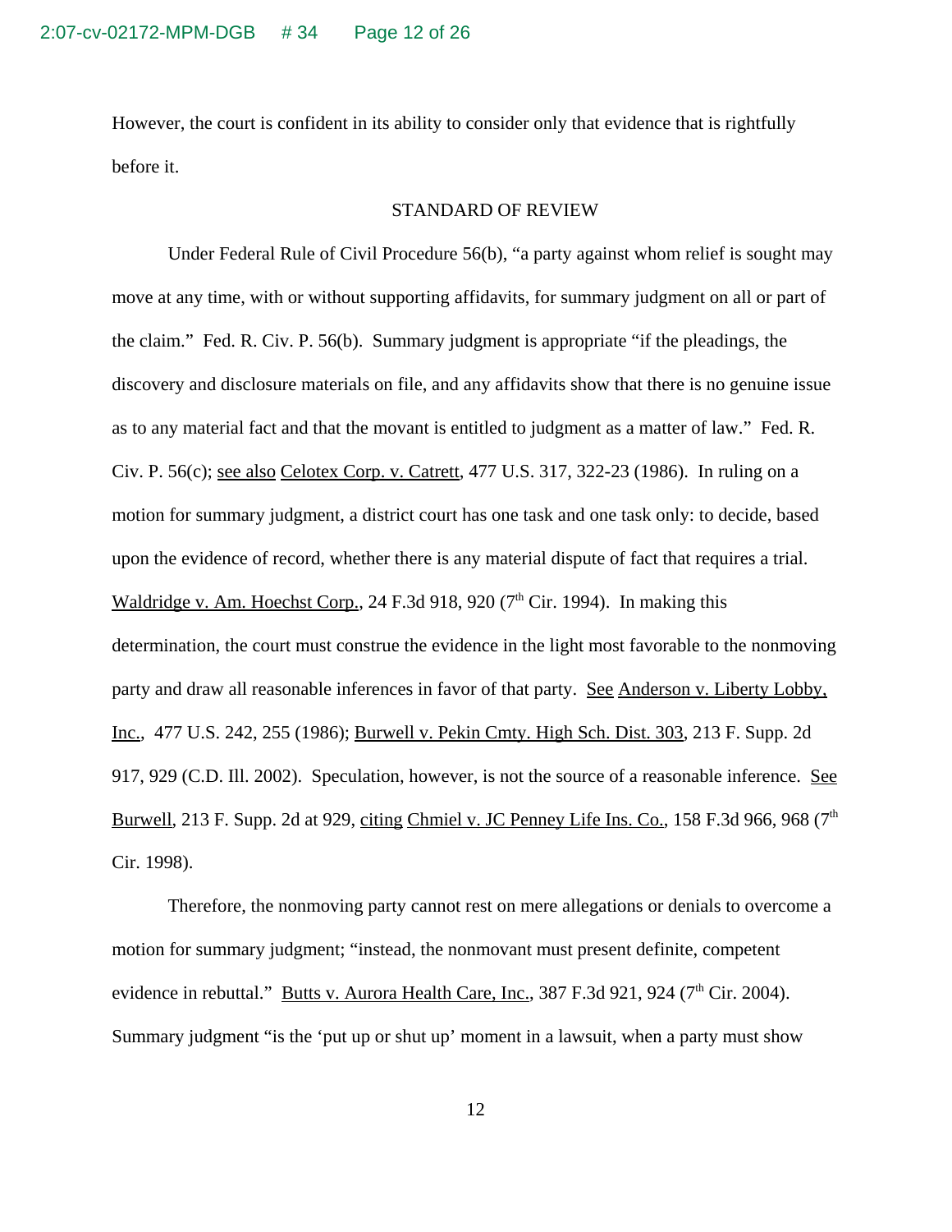However, the court is confident in its ability to consider only that evidence that is rightfully before it.

## STANDARD OF REVIEW

Under Federal Rule of Civil Procedure 56(b), "a party against whom relief is sought may move at any time, with or without supporting affidavits, for summary judgment on all or part of the claim." Fed. R. Civ. P. 56(b). Summary judgment is appropriate "if the pleadings, the discovery and disclosure materials on file, and any affidavits show that there is no genuine issue as to any material fact and that the movant is entitled to judgment as a matter of law." Fed. R. Civ. P. 56(c); see also Celotex Corp. v. Catrett, 477 U.S. 317, 322-23 (1986). In ruling on a motion for summary judgment, a district court has one task and one task only: to decide, based upon the evidence of record, whether there is any material dispute of fact that requires a trial. Waldridge v. Am. Hoechst Corp., 24 F.3d 918, 920 (7th Cir. 1994). In making this determination, the court must construe the evidence in the light most favorable to the nonmoving party and draw all reasonable inferences in favor of that party. See Anderson v. Liberty Lobby, Inc., 477 U.S. 242, 255 (1986); Burwell v. Pekin Cmty. High Sch. Dist. 303, 213 F. Supp. 2d 917, 929 (C.D. Ill. 2002). Speculation, however, is not the source of a reasonable inference. See Burwell, 213 F. Supp. 2d at 929, citing Chmiel v. JC Penney Life Ins. Co., 158 F.3d 966, 968 (7th Cir. 1998).

Therefore, the nonmoving party cannot rest on mere allegations or denials to overcome a motion for summary judgment; "instead, the nonmovant must present definite, competent evidence in rebuttal." Butts v. Aurora Health Care, Inc., 387 F.3d 921, 924 (7th Cir. 2004). Summary judgment "is the 'put up or shut up' moment in a lawsuit, when a party must show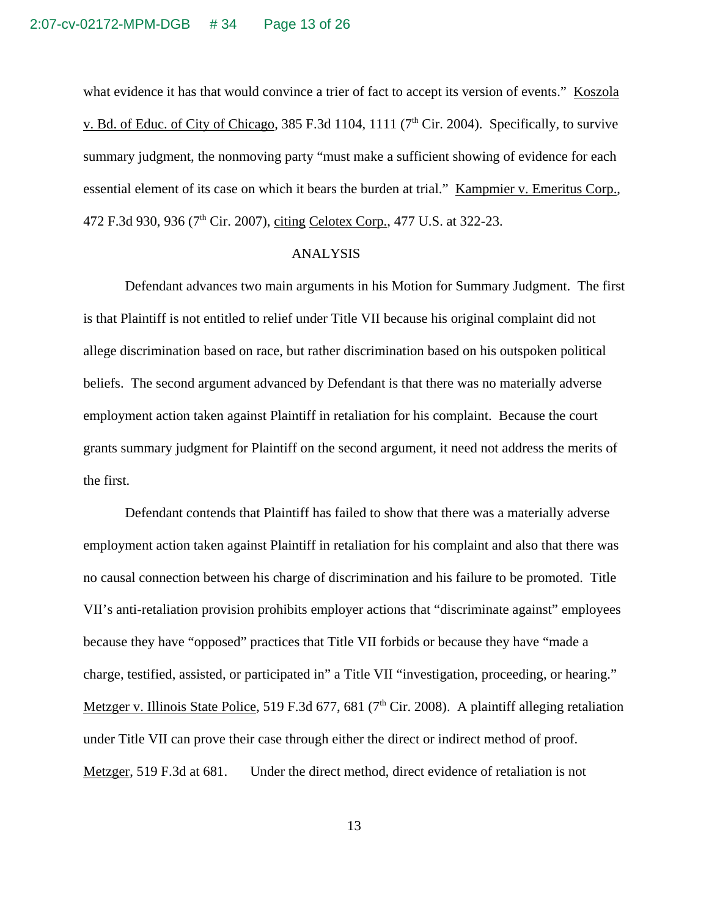what evidence it has that would convince a trier of fact to accept its version of events." Koszola v. Bd. of Educ. of City of Chicago, 385 F.3d 1104, 1111 (7th Cir. 2004). Specifically, to survive summary judgment, the nonmoving party "must make a sufficient showing of evidence for each essential element of its case on which it bears the burden at trial." Kampmier v. Emeritus Corp., 472 F.3d 930, 936 (7th Cir. 2007), citing Celotex Corp., 477 U.S. at 322-23.

## ANALYSIS

Defendant advances two main arguments in his Motion for Summary Judgment. The first is that Plaintiff is not entitled to relief under Title VII because his original complaint did not allege discrimination based on race, but rather discrimination based on his outspoken political beliefs. The second argument advanced by Defendant is that there was no materially adverse employment action taken against Plaintiff in retaliation for his complaint. Because the court grants summary judgment for Plaintiff on the second argument, it need not address the merits of the first.

Defendant contends that Plaintiff has failed to show that there was a materially adverse employment action taken against Plaintiff in retaliation for his complaint and also that there was no causal connection between his charge of discrimination and his failure to be promoted. Title VII's anti-retaliation provision prohibits employer actions that "discriminate against" employees because they have "opposed" practices that Title VII forbids or because they have "made a charge, testified, assisted, or participated in" a Title VII "investigation, proceeding, or hearing." Metzger v. Illinois State Police, 519 F.3d 677, 681 (7th Cir. 2008). A plaintiff alleging retaliation under Title VII can prove their case through either the direct or indirect method of proof. Metzger, 519 F.3d at 681. Under the direct method, direct evidence of retaliation is not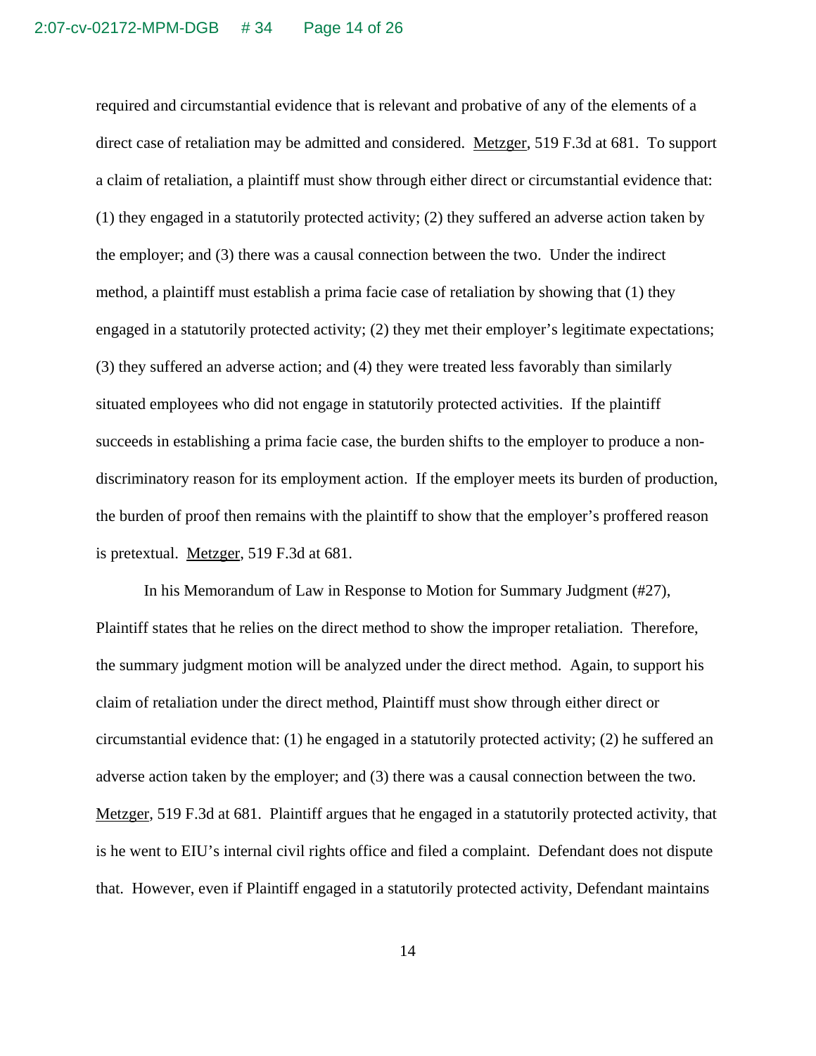required and circumstantial evidence that is relevant and probative of any of the elements of a direct case of retaliation may be admitted and considered. Metzger, 519 F.3d at 681. To support a claim of retaliation, a plaintiff must show through either direct or circumstantial evidence that: (1) they engaged in a statutorily protected activity; (2) they suffered an adverse action taken by the employer; and (3) there was a causal connection between the two. Under the indirect method, a plaintiff must establish a prima facie case of retaliation by showing that (1) they engaged in a statutorily protected activity; (2) they met their employer's legitimate expectations; (3) they suffered an adverse action; and (4) they were treated less favorably than similarly situated employees who did not engage in statutorily protected activities. If the plaintiff succeeds in establishing a prima facie case, the burden shifts to the employer to produce a non-discriminatory reason for its employment action. If the employer meets its burden of production, the burden of proof then remains with the plaintiff to show that the employer's proffered reason is pretextual. Metzger, 519 F.3d at 681.

In his Memorandum of Law in Response to Motion for Summary Judgment (#27), Plaintiff states that he relies on the direct method to show the improper retaliation. Therefore, the summary judgment motion will be analyzed under the direct method. Again, to support his claim of retaliation under the direct method, Plaintiff must show through either direct or circumstantial evidence that: (1) he engaged in a statutorily protected activity; (2) he suffered an adverse action taken by the employer; and (3) there was a causal connection between the two. Metzger, 519 F.3d at 681. Plaintiff argues that he engaged in a statutorily protected activity, that is he went to EIU's internal civil rights office and filed a complaint. Defendant does not dispute that. However, even if Plaintiff engaged in a statutorily protected activity, Defendant maintains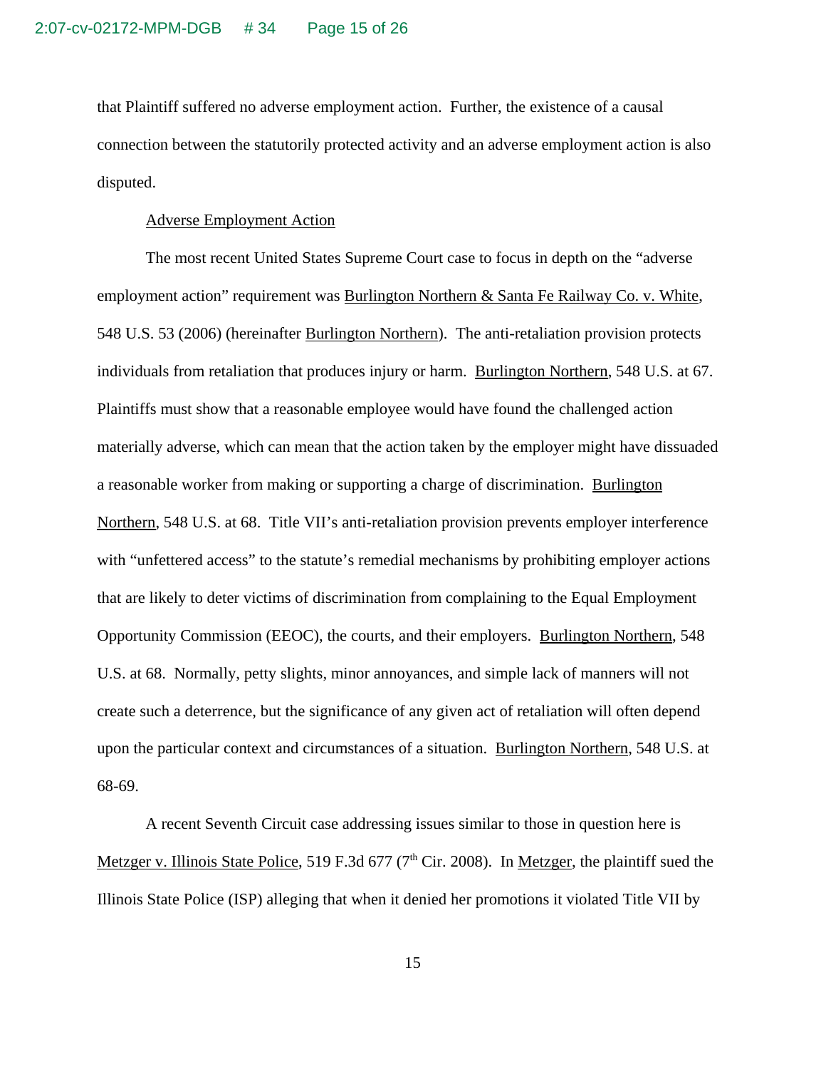that Plaintiff suffered no adverse employment action. Further, the existence of a causal connection between the statutorily protected activity and an adverse employment action is also disputed.

Adverse Employment Action

The most recent United States Supreme Court case to focus in depth on the "adverse employment action" requirement was Burlington Northern & Santa Fe Railway Co. v. White, 548 U.S. 53 (2006) (hereinafter Burlington Northern). The anti-retaliation provision protects individuals from retaliation that produces injury or harm. Burlington Northern, 548 U.S. at 67. Plaintiffs must show that a reasonable employee would have found the challenged action materially adverse, which can mean that the action taken by the employer might have dissuaded a reasonable worker from making or supporting a charge of discrimination. Burlington Northern, 548 U.S. at 68. Title VII's anti-retaliation provision prevents employer interference with "unfettered access" to the statute's remedial mechanisms by prohibiting employer actions that are likely to deter victims of discrimination from complaining to the Equal Employment Opportunity Commission (EEOC), the courts, and their employers. Burlington Northern, 548 U.S. at 68. Normally, petty slights, minor annoyances, and simple lack of manners will not create such a deterrence, but the significance of any given act of retaliation will often depend upon the particular context and circumstances of a situation. Burlington Northern, 548 U.S. at 68-69.

A recent Seventh Circuit case addressing issues similar to those in question here is Metzger v. Illinois State Police, 519 F.3d 677 (7th Cir. 2008). In Metzger, the plaintiff sued the Illinois State Police (ISP) alleging that when it denied her promotions it violated Title VII by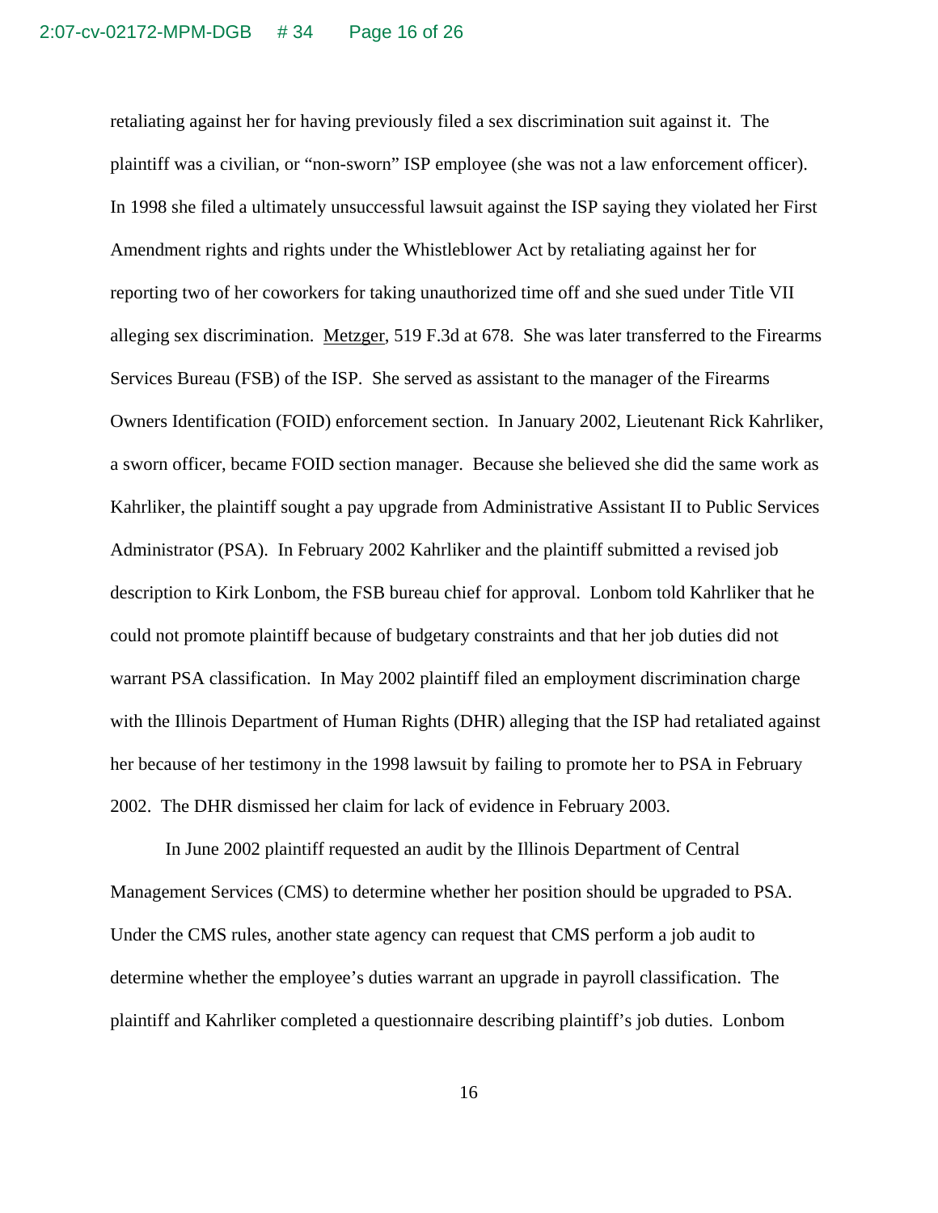retaliating against her for having previously filed a sex discrimination suit against it. The plaintiff was a civilian, or "non-sworn" ISP employee (she was not a law enforcement officer). In 1998 she filed a ultimately unsuccessful lawsuit against the ISP saying they violated her First Amendment rights and rights under the Whistleblower Act by retaliating against her for reporting two of her coworkers for taking unauthorized time off and she sued under Title VII alleging sex discrimination. Metzger, 519 F.3d at 678. She was later transferred to the Firearms Services Bureau (FSB) of the ISP. She served as assistant to the manager of the Firearms Owners Identification (FOID) enforcement section. In January 2002, Lieutenant Rick Kahrliker, a sworn officer, became FOID section manager. Because she believed she did the same work as Kahrliker, the plaintiff sought a pay upgrade from Administrative Assistant II to Public Services Administrator (PSA). In February 2002 Kahrliker and the plaintiff submitted a revised job description to Kirk Lonbom, the FSB bureau chief for approval. Lonbom told Kahrliker that he could not promote plaintiff because of budgetary constraints and that her job duties did not warrant PSA classification. In May 2002 plaintiff filed an employment discrimination charge with the Illinois Department of Human Rights (DHR) alleging that the ISP had retaliated against her because of her testimony in the 1998 lawsuit by failing to promote her to PSA in February 2002. The DHR dismissed her claim for lack of evidence in February 2003.

In June 2002 plaintiff requested an audit by the Illinois Department of Central Management Services (CMS) to determine whether her position should be upgraded to PSA. Under the CMS rules, another state agency can request that CMS perform a job audit to determine whether the employee's duties warrant an upgrade in payroll classification. The plaintiff and Kahrliker completed a questionnaire describing plaintiff's job duties. Lonbom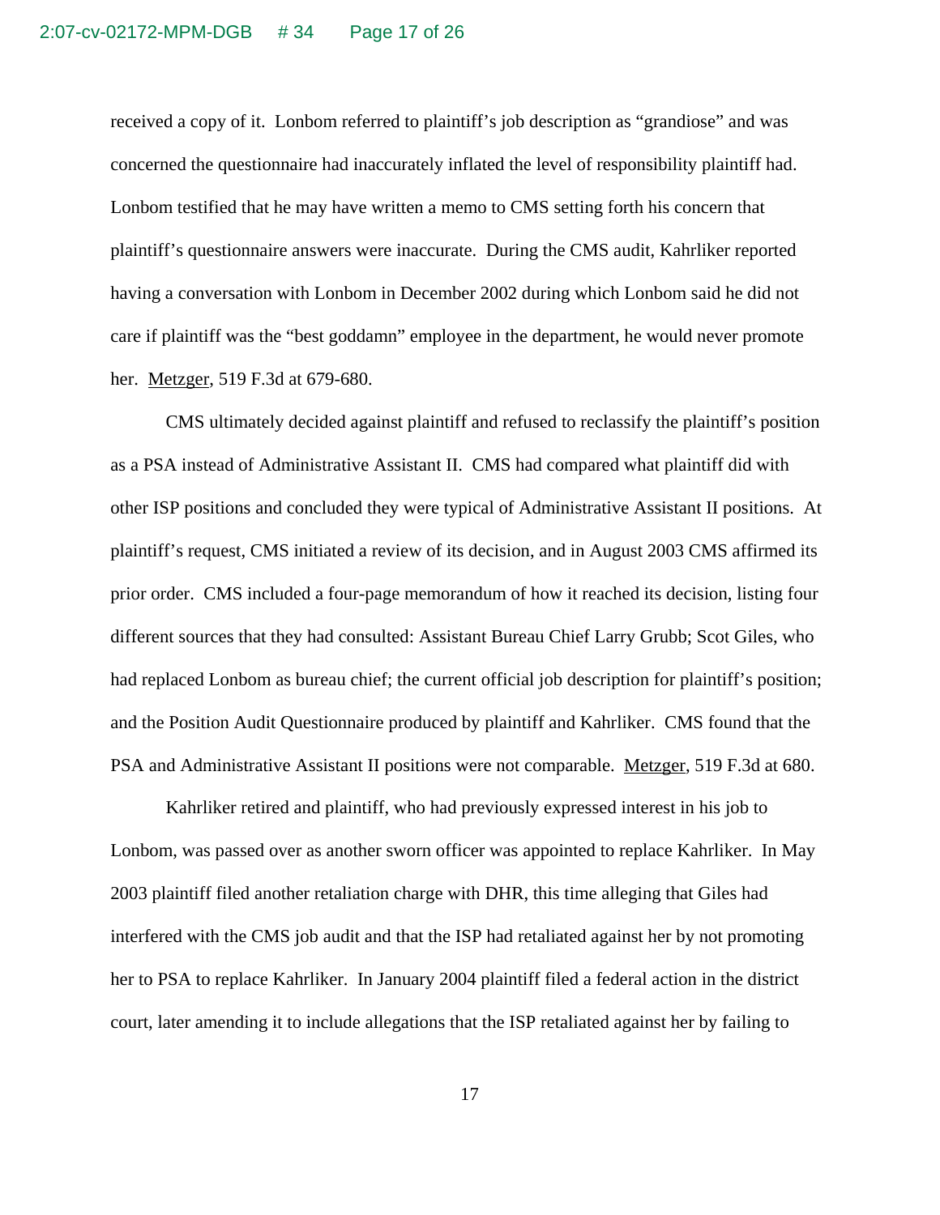received a copy of it. Lonbom referred to plaintiff's job description as "grandiose" and was concerned the questionnaire had inaccurately inflated the level of responsibility plaintiff had. Lonbom testified that he may have written a memo to CMS setting forth his concern that plaintiff's questionnaire answers were inaccurate. During the CMS audit, Kahrliker reported having a conversation with Lonbom in December 2002 during which Lonbom said he did not care if plaintiff was the "best goddamn" employee in the department, he would never promote her. Metzger, 519 F.3d at 679-680.

CMS ultimately decided against plaintiff and refused to reclassify the plaintiff's position as a PSA instead of Administrative Assistant II. CMS had compared what plaintiff did with other ISP positions and concluded they were typical of Administrative Assistant II positions. At plaintiff's request, CMS initiated a review of its decision, and in August 2003 CMS affirmed its prior order. CMS included a four-page memorandum of how it reached its decision, listing four different sources that they had consulted: Assistant Bureau Chief Larry Grubb; Scot Giles, who had replaced Lonbom as bureau chief; the current official job description for plaintiff's position; and the Position Audit Questionnaire produced by plaintiff and Kahrliker. CMS found that the PSA and Administrative Assistant II positions were not comparable. Metzger, 519 F.3d at 680.

Kahrliker retired and plaintiff, who had previously expressed interest in his job to Lonbom, was passed over as another sworn officer was appointed to replace Kahrliker. In May 2003 plaintiff filed another retaliation charge with DHR, this time alleging that Giles had interfered with the CMS job audit and that the ISP had retaliated against her by not promoting her to PSA to replace Kahrliker. In January 2004 plaintiff filed a federal action in the district court, later amending it to include allegations that the ISP retaliated against her by failing to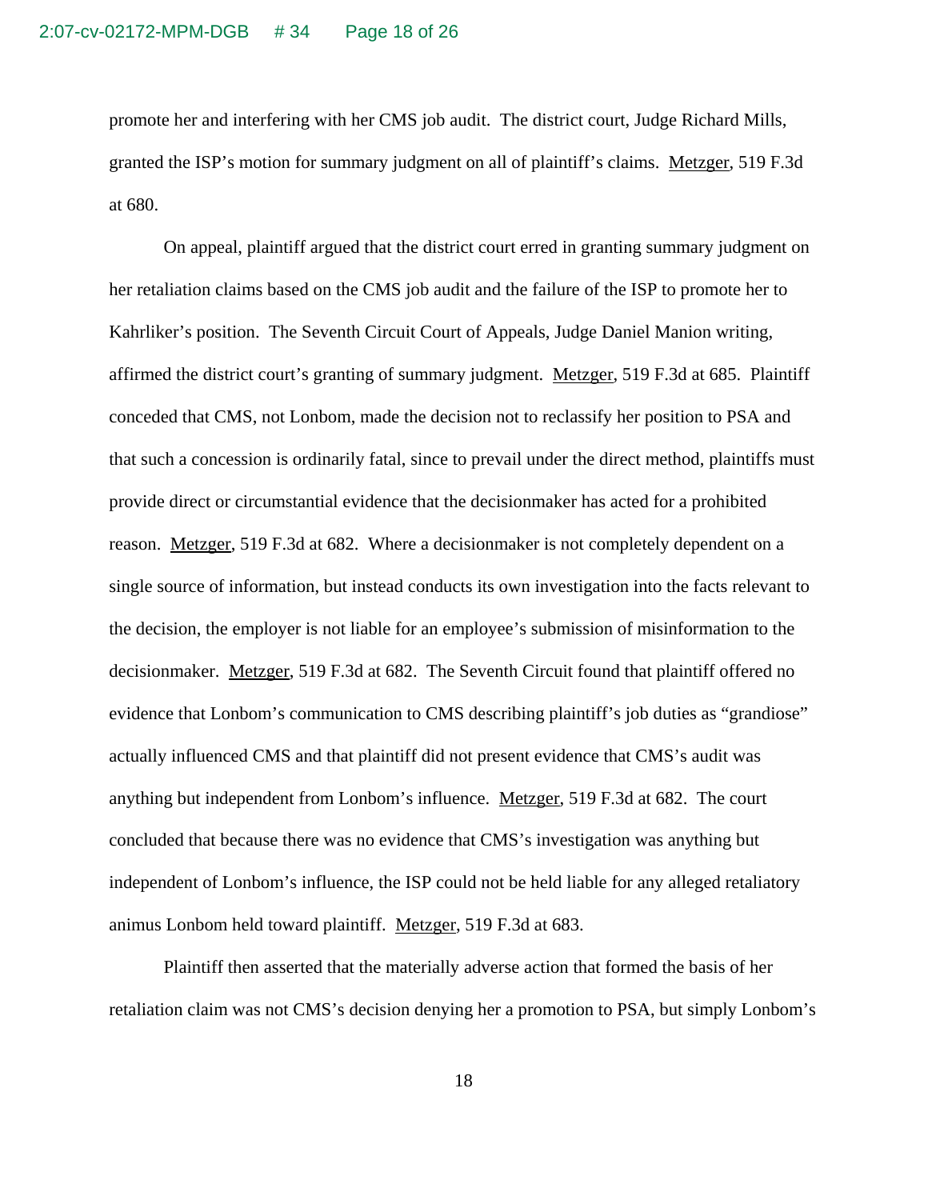promote her and interfering with her CMS job audit. The district court, Judge Richard Mills, granted the ISP's motion for summary judgment on all of plaintiff's claims. Metzger, 519 F.3d at 680.

On appeal, plaintiff argued that the district court erred in granting summary judgment on her retaliation claims based on the CMS job audit and the failure of the ISP to promote her to Kahrliker's position. The Seventh Circuit Court of Appeals, Judge Daniel Manion writing, affirmed the district court's granting of summary judgment. Metzger, 519 F.3d at 685. Plaintiff conceded that CMS, not Lonbom, made the decision not to reclassify her position to PSA and that such a concession is ordinarily fatal, since to prevail under the direct method, plaintiffs must provide direct or circumstantial evidence that the decisionmaker has acted for a prohibited reason. Metzger, 519 F.3d at 682. Where a decisionmaker is not completely dependent on a single source of information, but instead conducts its own investigation into the facts relevant to the decision, the employer is not liable for an employee's submission of misinformation to the decisionmaker. Metzger, 519 F.3d at 682. The Seventh Circuit found that plaintiff offered no evidence that Lonbom's communication to CMS describing plaintiff's job duties as "grandiose" actually influenced CMS and that plaintiff did not present evidence that CMS's audit was anything but independent from Lonbom's influence. Metzger, 519 F.3d at 682. The court concluded that because there was no evidence that CMS's investigation was anything but independent of Lonbom's influence, the ISP could not be held liable for any alleged retaliatory animus Lonbom held toward plaintiff. Metzger, 519 F.3d at 683.

Plaintiff then asserted that the materially adverse action that formed the basis of her retaliation claim was not CMS's decision denying her a promotion to PSA, but simply Lonbom's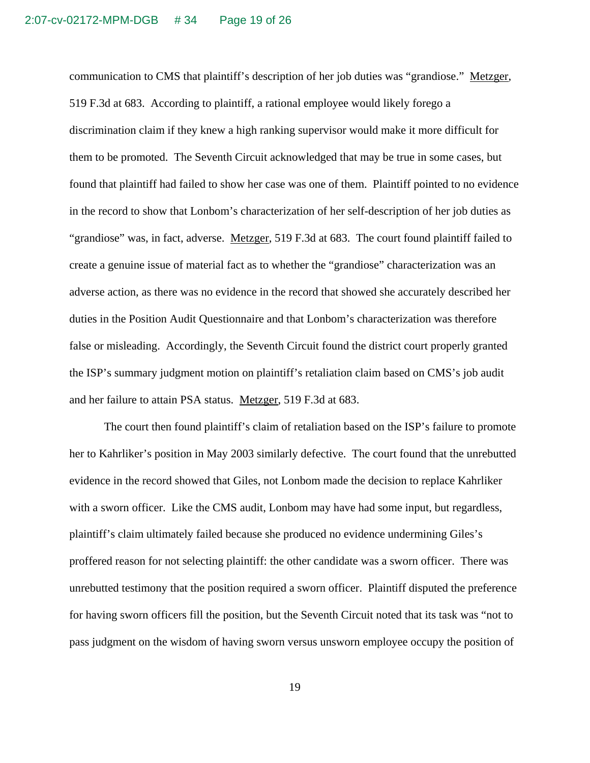communication to CMS that plaintiff's description of her job duties was "grandiose." Metzger, 519 F.3d at 683. According to plaintiff, a rational employee would likely forego a discrimination claim if they knew a high ranking supervisor would make it more difficult for them to be promoted. The Seventh Circuit acknowledged that may be true in some cases, but found that plaintiff had failed to show her case was one of them. Plaintiff pointed to no evidence in the record to show that Lonbom's characterization of her self-description of her job duties as "grandiose" was, in fact, adverse. Metzger, 519 F.3d at 683. The court found plaintiff failed to create a genuine issue of material fact as to whether the "grandiose" characterization was an adverse action, as there was no evidence in the record that showed she accurately described her duties in the Position Audit Questionnaire and that Lonbom's characterization was therefore false or misleading. Accordingly, the Seventh Circuit found the district court properly granted the ISP's summary judgment motion on plaintiff's retaliation claim based on CMS's job audit and her failure to attain PSA status. Metzger, 519 F.3d at 683.

The court then found plaintiff's claim of retaliation based on the ISP's failure to promote her to Kahrliker's position in May 2003 similarly defective. The court found that the unrebutted evidence in the record showed that Giles, not Lonbom made the decision to replace Kahrliker with a sworn officer. Like the CMS audit, Lonbom may have had some input, but regardless, plaintiff's claim ultimately failed because she produced no evidence undermining Giles's proffered reason for not selecting plaintiff: the other candidate was a sworn officer. There was unrebutted testimony that the position required a sworn officer. Plaintiff disputed the preference for having sworn officers fill the position, but the Seventh Circuit noted that its task was "not to pass judgment on the wisdom of having sworn versus unsworn employee occupy the position of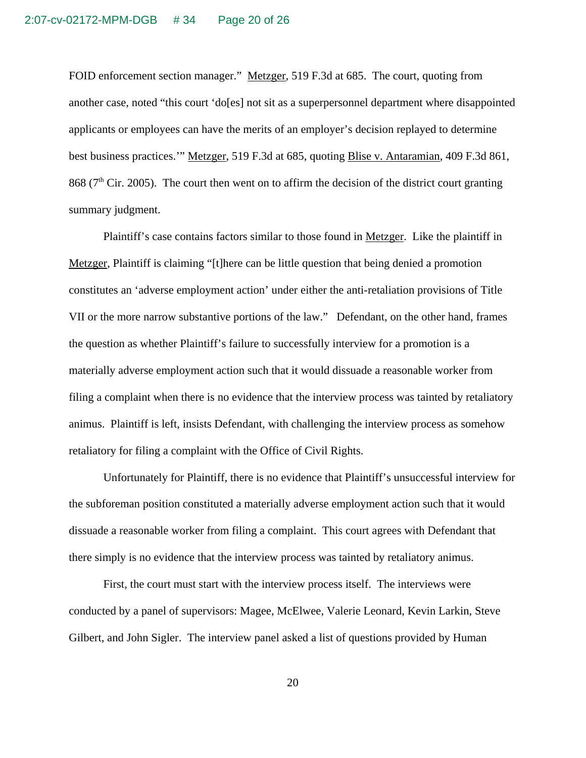FOID enforcement section manager." Metzger, 519 F.3d at 685. The court, quoting from another case, noted "this court 'do[es] not sit as a superpersonnel department where disappointed applicants or employees can have the merits of an employer's decision replayed to determine best business practices.'" Metzger, 519 F.3d at 685, quoting Blise v. Antaramian, 409 F.3d 861, 868 (7th Cir. 2005). The court then went on to affirm the decision of the district court granting summary judgment.

Plaintiff's case contains factors similar to those found in Metzger. Like the plaintiff in Metzger, Plaintiff is claiming "[t]here can be little question that being denied a promotion constitutes an 'adverse employment action' under either the anti-retaliation provisions of Title VII or the more narrow substantive portions of the law." Defendant, on the other hand, frames the question as whether Plaintiff's failure to successfully interview for a promotion is a materially adverse employment action such that it would dissuade a reasonable worker from filing a complaint when there is no evidence that the interview process was tainted by retaliatory animus. Plaintiff is left, insists Defendant, with challenging the interview process as somehow retaliatory for filing a complaint with the Office of Civil Rights.

Unfortunately for Plaintiff, there is no evidence that Plaintiff's unsuccessful interview for the subforeman position constituted a materially adverse employment action such that it would dissuade a reasonable worker from filing a complaint. This court agrees with Defendant that there simply is no evidence that the interview process was tainted by retaliatory animus.

First, the court must start with the interview process itself. The interviews were conducted by a panel of supervisors: Magee, McElwee, Valerie Leonard, Kevin Larkin, Steve Gilbert, and John Sigler. The interview panel asked a list of questions provided by Human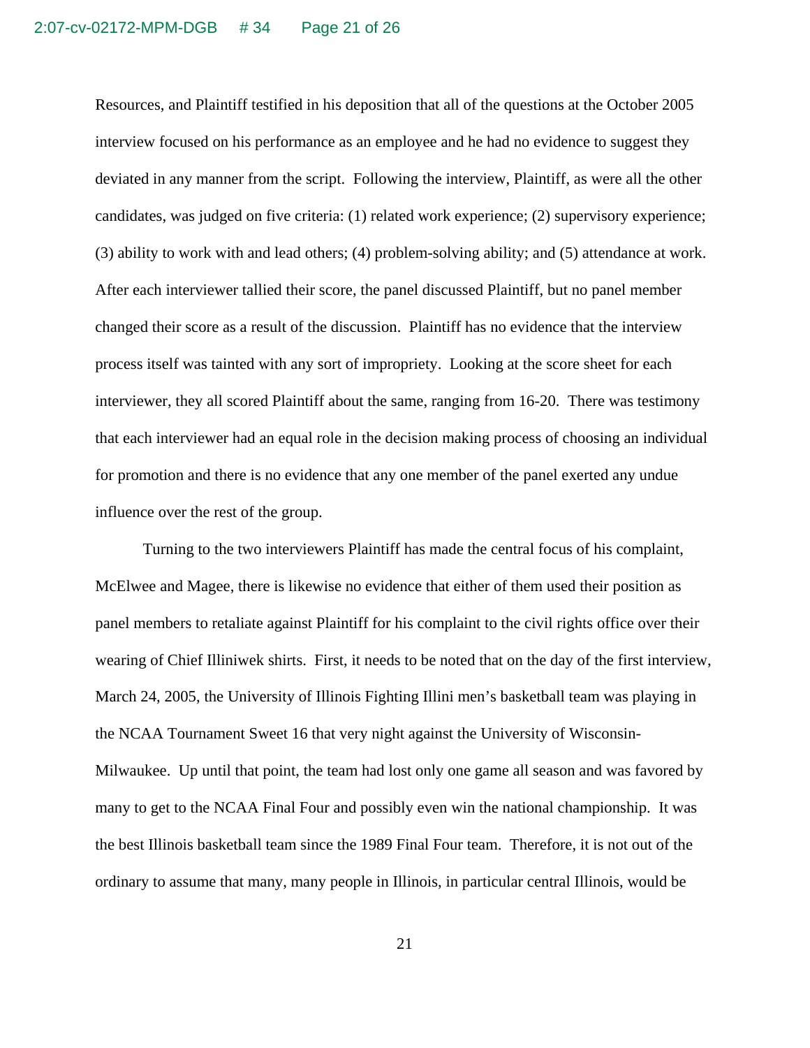Resources, and Plaintiff testified in his deposition that all of the questions at the October 2005 interview focused on his performance as an employee and he had no evidence to suggest they deviated in any manner from the script. Following the interview, Plaintiff, as were all the other candidates, was judged on five criteria: (1) related work experience; (2) supervisory experience; (3) ability to work with and lead others; (4) problem-solving ability; and (5) attendance at work. After each interviewer tallied their score, the panel discussed Plaintiff, but no panel member changed their score as a result of the discussion. Plaintiff has no evidence that the interview process itself was tainted with any sort of impropriety. Looking at the score sheet for each interviewer, they all scored Plaintiff about the same, ranging from 16-20. There was testimony that each interviewer had an equal role in the decision making process of choosing an individual for promotion and there is no evidence that any one member of the panel exerted any undue influence over the rest of the group.

Turning to the two interviewers Plaintiff has made the central focus of his complaint, McElwee and Magee, there is likewise no evidence that either of them used their position as panel members to retaliate against Plaintiff for his complaint to the civil rights office over their wearing of Chief Illiniwek shirts. First, it needs to be noted that on the day of the first interview, March 24, 2005, the University of Illinois Fighting Illini men's basketball team was playing in the NCAA Tournament Sweet 16 that very night against the University of Wisconsin-Milwaukee. Up until that point, the team had lost only one game all season and was favored by many to get to the NCAA Final Four and possibly even win the national championship. It was the best Illinois basketball team since the 1989 Final Four team. Therefore, it is not out of the ordinary to assume that many, many people in Illinois, in particular central Illinois, would be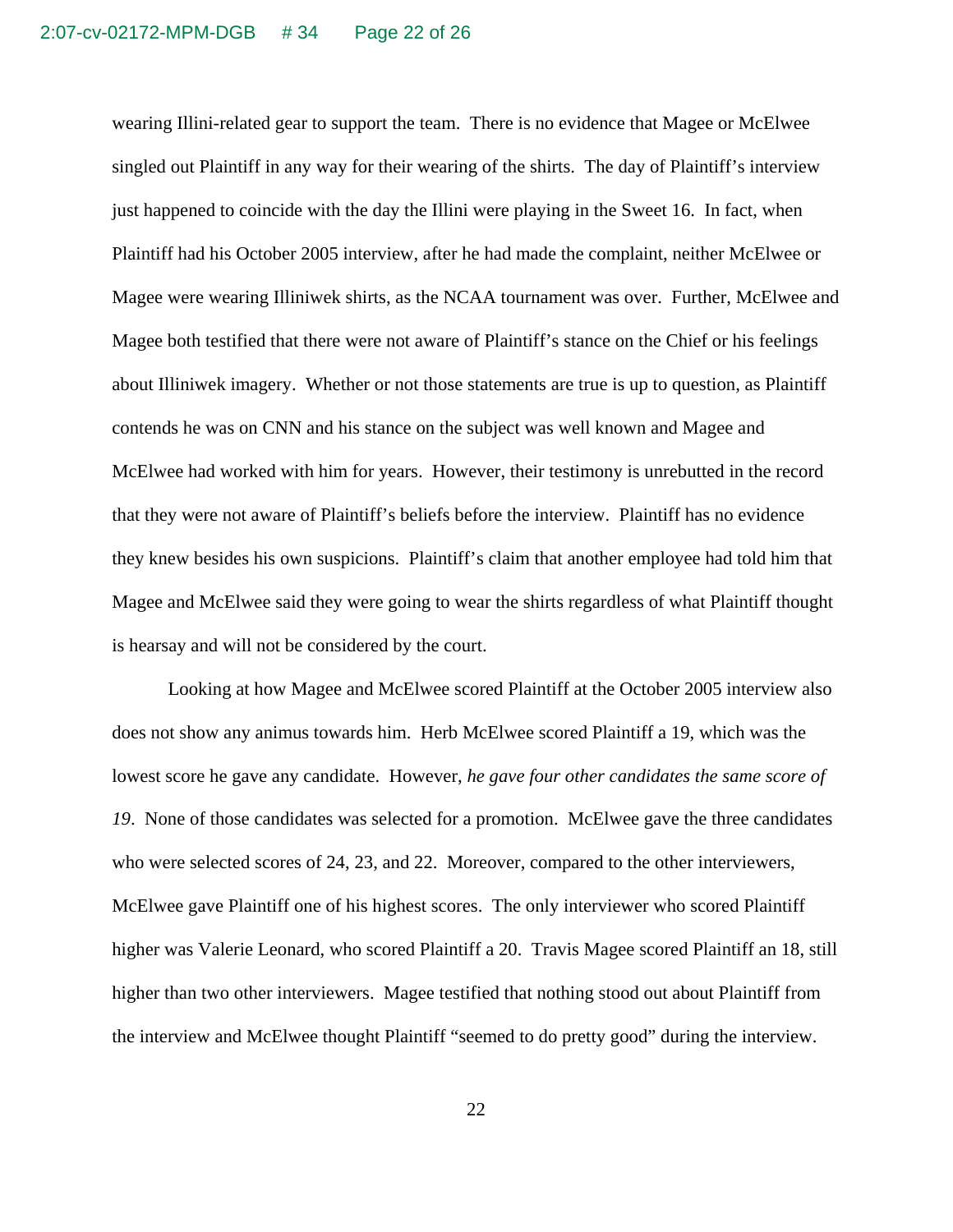wearing Illini-related gear to support the team. There is no evidence that Magee or McElwee singled out Plaintiff in any way for their wearing of the shirts. The day of Plaintiff's interview just happened to coincide with the day the Illini were playing in the Sweet 16. In fact, when Plaintiff had his October 2005 interview, after he had made the complaint, neither McElwee or Magee were wearing Illiniwek shirts, as the NCAA tournament was over. Further, McElwee and Magee both testified that there were not aware of Plaintiff's stance on the Chief or his feelings about Illiniwek imagery. Whether or not those statements are true is up to question, as Plaintiff contends he was on CNN and his stance on the subject was well known and Magee and McElwee had worked with him for years. However, their testimony is unrebutted in the record that they were not aware of Plaintiff's beliefs before the interview. Plaintiff has no evidence they knew besides his own suspicions. Plaintiff's claim that another employee had told him that Magee and McElwee said they were going to wear the shirts regardless of what Plaintiff thought is hearsay and will not be considered by the court.

Looking at how Magee and McElwee scored Plaintiff at the October 2005 interview also does not show any animus towards him. Herb McElwee scored Plaintiff a 19, which was the lowest score he gave any candidate. However, *he gave four other candidates the same score of 19*. None of those candidates was selected for a promotion. McElwee gave the three candidates who were selected scores of 24, 23, and 22. Moreover, compared to the other interviewers, McElwee gave Plaintiff one of his highest scores. The only interviewer who scored Plaintiff higher was Valerie Leonard, who scored Plaintiff a 20. Travis Magee scored Plaintiff an 18, still higher than two other interviewers. Magee testified that nothing stood out about Plaintiff from the interview and McElwee thought Plaintiff "seemed to do pretty good" during the interview.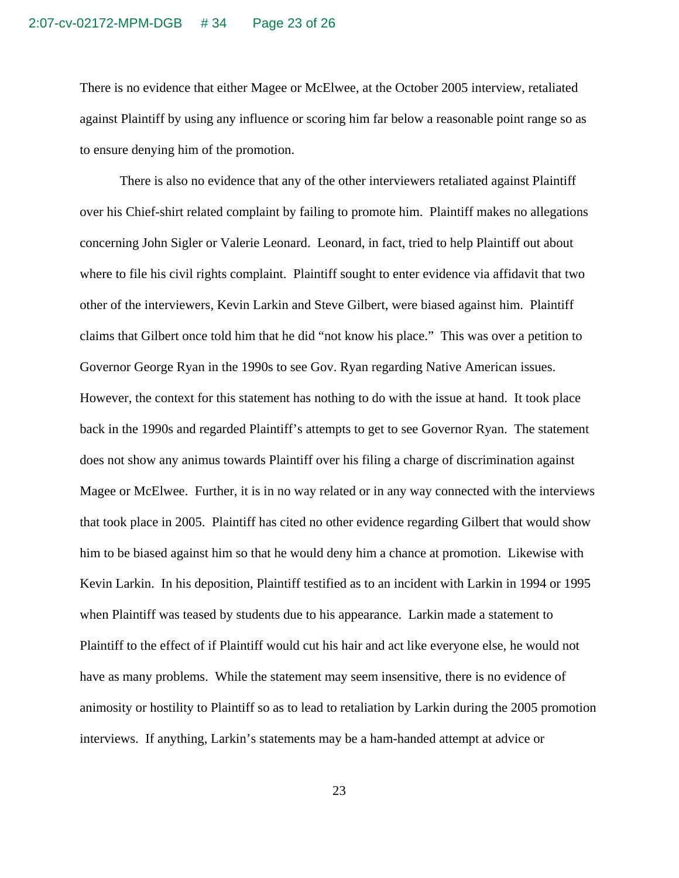There is no evidence that either Magee or McElwee, at the October 2005 interview, retaliated against Plaintiff by using any influence or scoring him far below a reasonable point range so as to ensure denying him of the promotion.

There is also no evidence that any of the other interviewers retaliated against Plaintiff over his Chief-shirt related complaint by failing to promote him. Plaintiff makes no allegations concerning John Sigler or Valerie Leonard. Leonard, in fact, tried to help Plaintiff out about where to file his civil rights complaint. Plaintiff sought to enter evidence via affidavit that two other of the interviewers, Kevin Larkin and Steve Gilbert, were biased against him. Plaintiff claims that Gilbert once told him that he did "not know his place." This was over a petition to Governor George Ryan in the 1990s to see Gov. Ryan regarding Native American issues. However, the context for this statement has nothing to do with the issue at hand. It took place back in the 1990s and regarded Plaintiff's attempts to get to see Governor Ryan. The statement does not show any animus towards Plaintiff over his filing a charge of discrimination against Magee or McElwee. Further, it is in no way related or in any way connected with the interviews that took place in 2005. Plaintiff has cited no other evidence regarding Gilbert that would show him to be biased against him so that he would deny him a chance at promotion. Likewise with Kevin Larkin. In his deposition, Plaintiff testified as to an incident with Larkin in 1994 or 1995 when Plaintiff was teased by students due to his appearance. Larkin made a statement to Plaintiff to the effect of if Plaintiff would cut his hair and act like everyone else, he would not have as many problems. While the statement may seem insensitive, there is no evidence of animosity or hostility to Plaintiff so as to lead to retaliation by Larkin during the 2005 promotion interviews. If anything, Larkin's statements may be a ham-handed attempt at advice or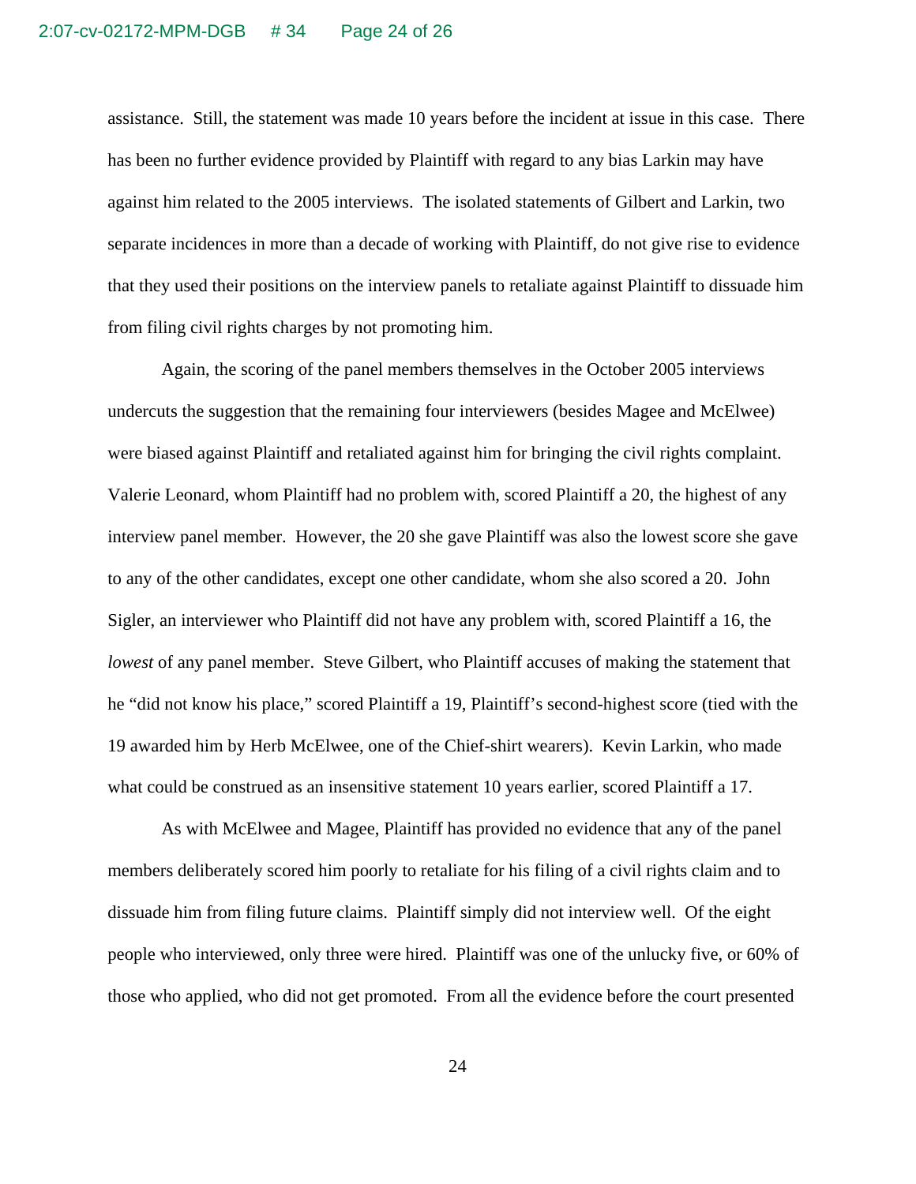assistance. Still, the statement was made 10 years before the incident at issue in this case. There has been no further evidence provided by Plaintiff with regard to any bias Larkin may have against him related to the 2005 interviews. The isolated statements of Gilbert and Larkin, two separate incidences in more than a decade of working with Plaintiff, do not give rise to evidence that they used their positions on the interview panels to retaliate against Plaintiff to dissuade him from filing civil rights charges by not promoting him.

Again, the scoring of the panel members themselves in the October 2005 interviews undercuts the suggestion that the remaining four interviewers (besides Magee and McElwee) were biased against Plaintiff and retaliated against him for bringing the civil rights complaint. Valerie Leonard, whom Plaintiff had no problem with, scored Plaintiff a 20, the highest of any interview panel member. However, the 20 she gave Plaintiff was also the lowest score she gave to any of the other candidates, except one other candidate, whom she also scored a 20. John Sigler, an interviewer who Plaintiff did not have any problem with, scored Plaintiff a 16, the *lowest* of any panel member. Steve Gilbert, who Plaintiff accuses of making the statement that he "did not know his place," scored Plaintiff a 19, Plaintiff's second-highest score (tied with the 19 awarded him by Herb McElwee, one of the Chief-shirt wearers). Kevin Larkin, who made what could be construed as an insensitive statement 10 years earlier, scored Plaintiff a 17.

As with McElwee and Magee, Plaintiff has provided no evidence that any of the panel members deliberately scored him poorly to retaliate for his filing of a civil rights claim and to dissuade him from filing future claims. Plaintiff simply did not interview well. Of the eight people who interviewed, only three were hired. Plaintiff was one of the unlucky five, or 60% of those who applied, who did not get promoted. From all the evidence before the court presented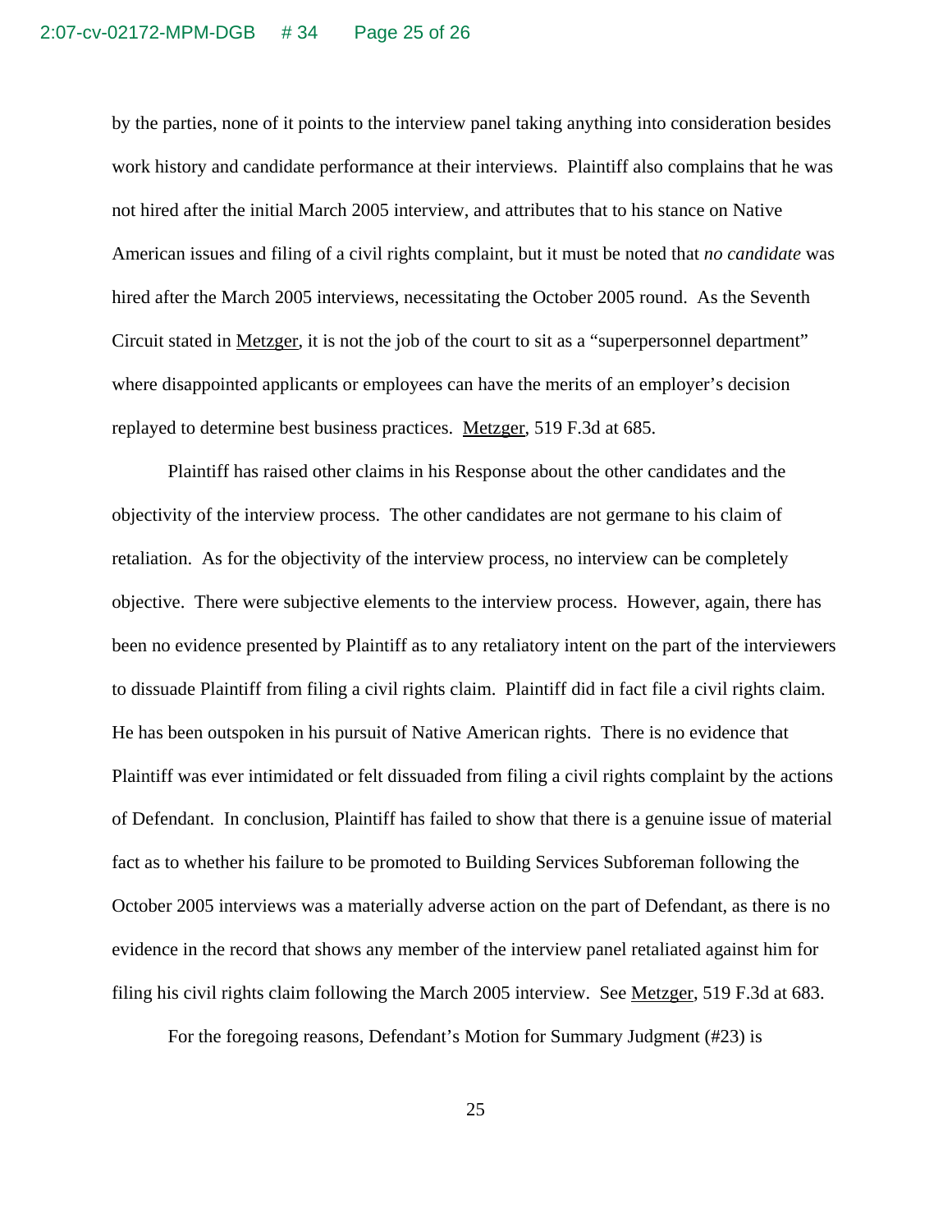by the parties, none of it points to the interview panel taking anything into consideration besides work history and candidate performance at their interviews. Plaintiff also complains that he was not hired after the initial March 2005 interview, and attributes that to his stance on Native American issues and filing of a civil rights complaint, but it must be noted that *no candidate* was hired after the March 2005 interviews, necessitating the October 2005 round. As the Seventh Circuit stated in Metzger, it is not the job of the court to sit as a "superpersonnel department" where disappointed applicants or employees can have the merits of an employer's decision replayed to determine best business practices. Metzger, 519 F.3d at 685.

Plaintiff has raised other claims in his Response about the other candidates and the objectivity of the interview process. The other candidates are not germane to his claim of retaliation. As for the objectivity of the interview process, no interview can be completely objective. There were subjective elements to the interview process. However, again, there has been no evidence presented by Plaintiff as to any retaliatory intent on the part of the interviewers to dissuade Plaintiff from filing a civil rights claim. Plaintiff did in fact file a civil rights claim. He has been outspoken in his pursuit of Native American rights. There is no evidence that Plaintiff was ever intimidated or felt dissuaded from filing a civil rights complaint by the actions of Defendant. In conclusion, Plaintiff has failed to show that there is a genuine issue of material fact as to whether his failure to be promoted to Building Services Subforeman following the October 2005 interviews was a materially adverse action on the part of Defendant, as there is no evidence in the record that shows any member of the interview panel retaliated against him for filing his civil rights claim following the March 2005 interview. See Metzger, 519 F.3d at 683.

For the foregoing reasons, Defendant's Motion for Summary Judgment (#23) is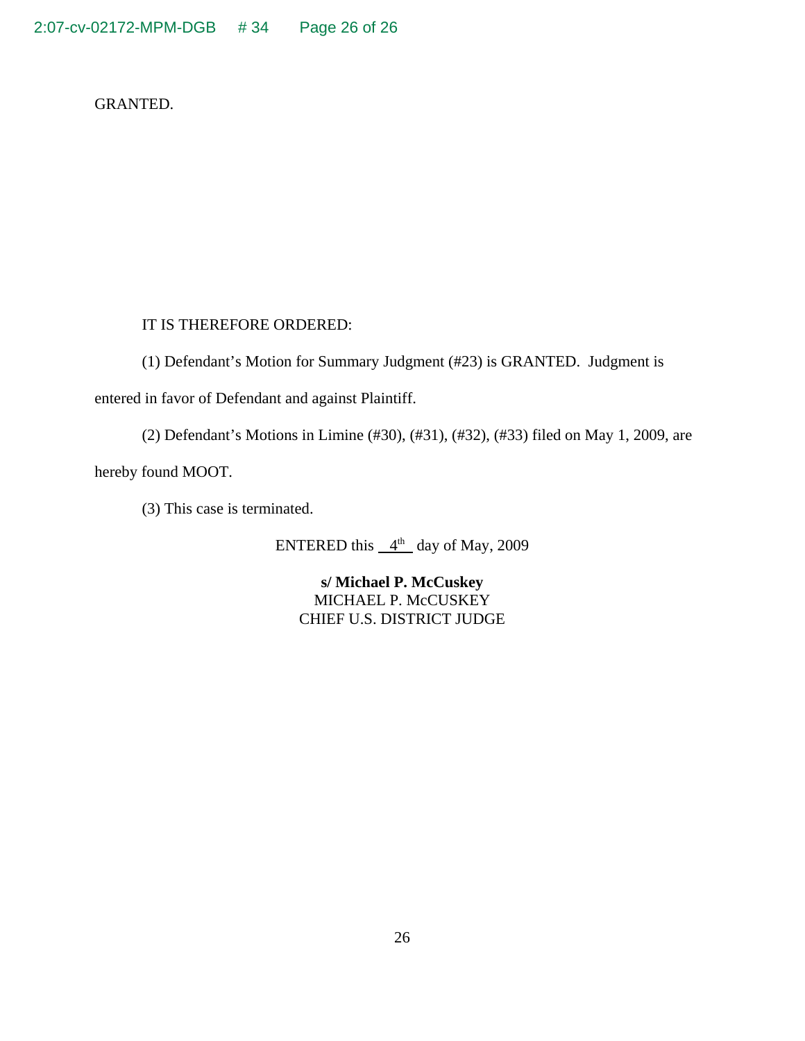GRANTED.

IT IS THEREFORE ORDERED:

(1) Defendant's Motion for Summary Judgment (#23) is GRANTED. Judgment is entered in favor of Defendant and against Plaintiff.

(2) Defendant's Motions in Limine (#30), (#31), (#32), (#33) filed on May 1, 2009, are hereby found MOOT.

(3) This case is terminated.

ENTERED this 4th day of May, 2009

**s/ Michael P. McCuskey**
MICHAEL P. McCUSKEY
CHIEF U.S. DISTRICT JUDGE